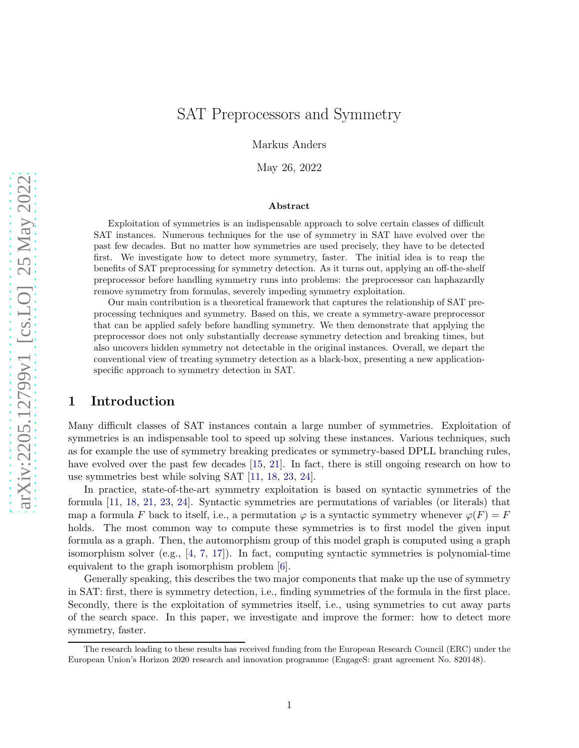# SAT Preprocessors and Symmetry

Markus Anders

May 26, 2022

### Abstract

Exploitation of symmetries is an indispensable approach to solve certain classes of difficult SAT instances. Numerous techniques for the use of symmetry in SAT have evolved over the past few decades. But no matter how symmetries are used precisely, they have to be detected first. We investigate how to detect more symmetry, faster. The initial idea is to reap the benefits of SAT preprocessing for symmetry detection. As it turns out, applying an off-the-shelf preprocessor before handling symmetry runs into problems: the preprocessor can haphazardly remove symmetry from formulas, severely impeding symmetry exploitation.

Our main contribution is a theoretical framework that captures the relationship of SAT preprocessing techniques and symmetry. Based on this, we create a symmetry-aware preprocessor that can be applied safely before handling symmetry. We then demonstrate that applying the preprocessor does not only substantially decrease symmetry detection and breaking times, but also uncovers hidden symmetry not detectable in the original instances. Overall, we depart the conventional view of treating symmetry detection as a black-box, presenting a new application-specific approach to symmetry detection in SAT.

## 1 Introduction

Many difficult classes of SAT instances contain a large number of symmetries. Exploitation of symmetries is an indispensable tool to speed up solving these instances. Various techniques, such as for example the use of symmetry breaking predicates or symmetry-based DPLL branching rules, have evolved over the past few decades [15, 21]. In fact, there is still ongoing research on how to use symmetries best while solving SAT [11, 18, 23, 24].

In practice, state-of-the-art symmetry exploitation is based on syntactic symmetries of the formula [11, 18, 21, 23, 24]. Syntactic symmetries are permutations of variables (or literals) that map a formula $F$ back to itself, i.e., a permutation $\varphi$ is a syntactic symmetry whenever $\varphi(F) = F$ holds. The most common way to compute these symmetries is to first model the given input formula as a graph. Then, the automorphism group of this model graph is computed using a graph isomorphism solver (e.g., [4, 7, 17]). In fact, computing syntactic symmetries is polynomial-time equivalent to the graph isomorphism problem [6].

Generally speaking, this describes the two major components that make up the use of symmetry in SAT: first, there is symmetry detection, i.e., finding symmetries of the formula in the first place. Secondly, there is the exploitation of symmetries itself, i.e., using symmetries to cut away parts of the search space. In this paper, we investigate and improve the former: how to detect more symmetry, faster.

The research leading to these results has received funding from the European Research Council (ERC) under the European Union's Horizon 2020 research and innovation programme (EngageS: grant agreement No. 820148).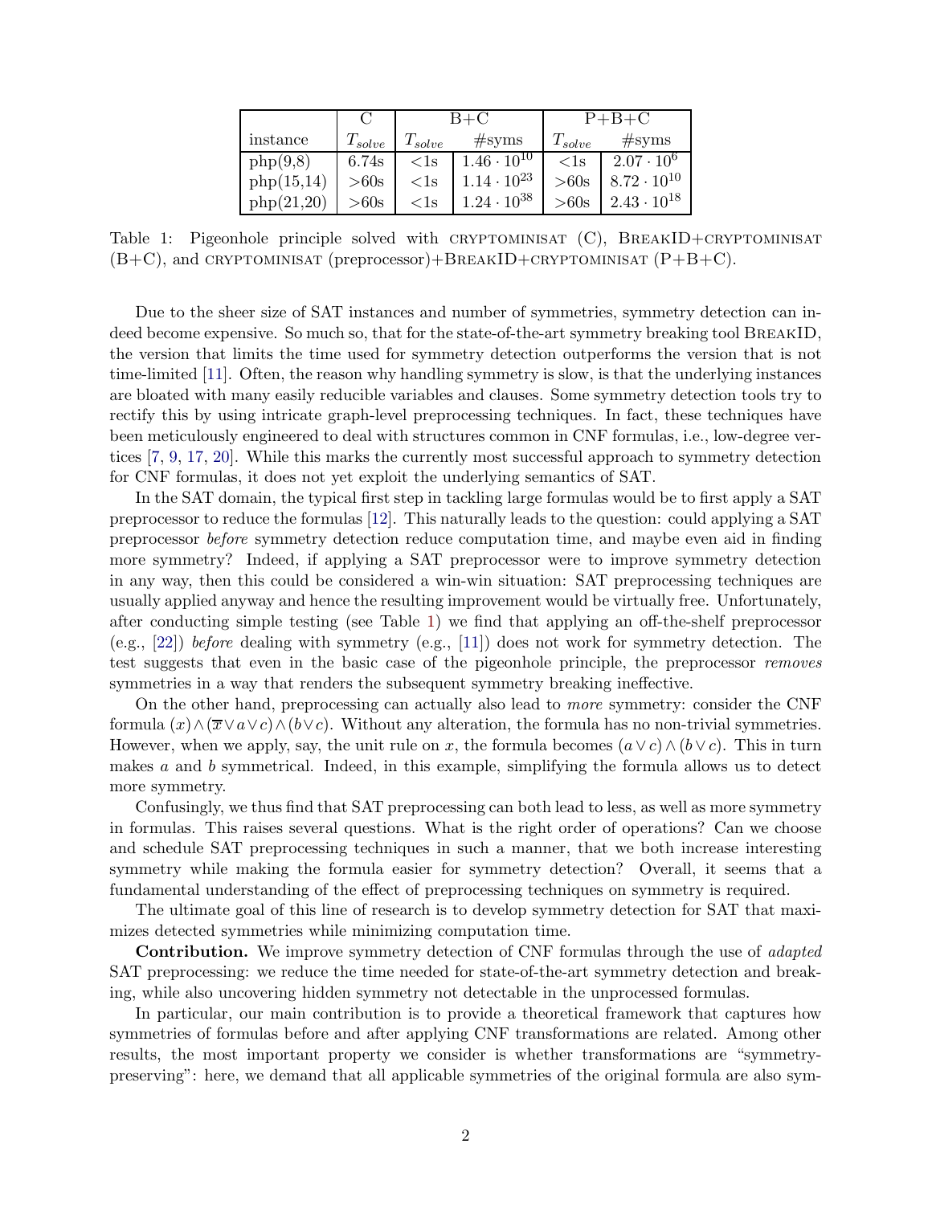| instance | C | B+C | | P+B+C | |
|---|---|---|---|---|---|
| | $T_{solve}$ | $T_{solve}$ | #syms | $T_{solve}$ | #syms |
| php(9,8) | 6.74s | <1s | $1.46 \cdot 10^{10}$ | <1s | $2.07 \cdot 10^{6}$ |
| php(15,14) | >60s | <1s | $1.14 \cdot 10^{23}$ | >60s | $8.72 \cdot 10^{10}$ |
| php(21,20) | >60s | <1s | $1.24 \cdot 10^{38}$ | >60s | $2.43 \cdot 10^{18}$ |

Table 1: Pigeonhole principle solved with CRYPTOMINISAT (C), BREAKID+CRYPTOMINISAT (B+C), and CRYPTOMINISAT (preprocessor)+BREAKID+CRYPTOMINISAT (P+B+C).

Due to the sheer size of SAT instances and number of symmetries, symmetry detection can indeed become expensive. So much so, that for the state-of-the-art symmetry breaking tool BREAKID, the version that limits the time used for symmetry detection outperforms the version that is not time-limited [11]. Often, the reason why handling symmetry is slow, is that the underlying instances are bloated with many easily reducible variables and clauses. Some symmetry detection tools try to rectify this by using intricate graph-level preprocessing techniques. In fact, these techniques have been meticulously engineered to deal with structures common in CNF formulas, i.e., low-degree vertices [7, 9, 17, 20]. While this marks the currently most successful approach to symmetry detection for CNF formulas, it does not yet exploit the underlying semantics of SAT.

In the SAT domain, the typical first step in tackling large formulas would be to first apply a SAT preprocessor to reduce the formulas [12]. This naturally leads to the question: could applying a SAT preprocessor *before* symmetry detection reduce computation time, and maybe even aid in finding more symmetry? Indeed, if applying a SAT preprocessor were to improve symmetry detection in any way, then this could be considered a win-win situation: SAT preprocessing techniques are usually applied anyway and hence the resulting improvement would be virtually free. Unfortunately, after conducting simple testing (see Table 1) we find that applying an off-the-shelf preprocessor (e.g., [22]) *before* dealing with symmetry (e.g., [11]) does not work for symmetry detection. The test suggests that even in the basic case of the pigeonhole principle, the preprocessor *removes* symmetries in a way that renders the subsequent symmetry breaking ineffective.

On the other hand, preprocessing can actually also lead to *more* symmetry: consider the CNF formula $(x) \wedge (\overline{x} \vee a \vee c) \wedge (b \vee c)$. Without any alteration, the formula has no non-trivial symmetries. However, when we apply, say, the unit rule on $x$, the formula becomes $(a \vee c) \wedge (b \vee c)$. This in turn makes $a$ and $b$ symmetrical. Indeed, in this example, simplifying the formula allows us to detect more symmetry.

Confusingly, we thus find that SAT preprocessing can both lead to less, as well as more symmetry in formulas. This raises several questions. What is the right order of operations? Can we choose and schedule SAT preprocessing techniques in such a manner, that we both increase interesting symmetry while making the formula easier for symmetry detection? Overall, it seems that a fundamental understanding of the effect of preprocessing techniques on symmetry is required.

The ultimate goal of this line of research is to develop symmetry detection for SAT that maximizes detected symmetries while minimizing computation time.

**Contribution.** We improve symmetry detection of CNF formulas through the use of *adapted* SAT preprocessing: we reduce the time needed for state-of-the-art symmetry detection and breaking, while also uncovering hidden symmetry not detectable in the unprocessed formulas.

In particular, our main contribution is to provide a theoretical framework that captures how symmetries of formulas before and after applying CNF transformations are related. Among other results, the most important property we consider is whether transformations are "symmetry-preserving": here, we demand that all applicable symmetries of the original formula are also sym-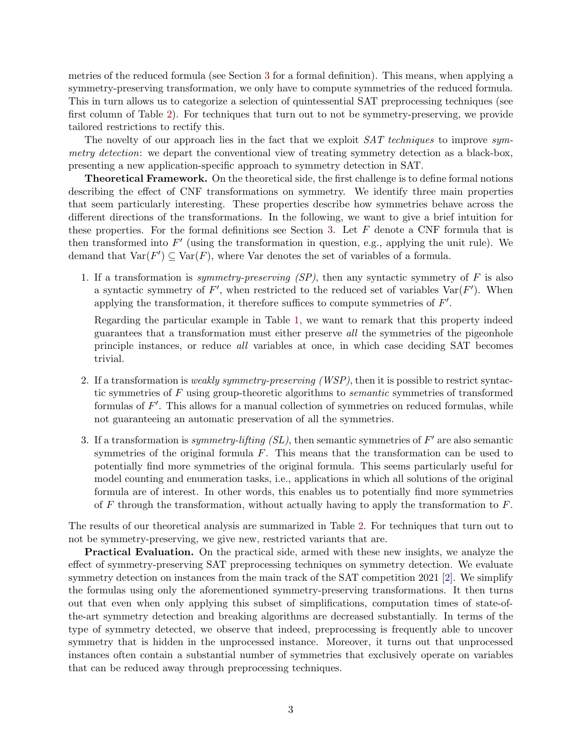metries of the reduced formula (see Section 3 for a formal definition). This means, when applying a symmetry-preserving transformation, we only have to compute symmetries of the reduced formula. This in turn allows us to categorize a selection of quintessential SAT preprocessing techniques (see first column of Table 2). For techniques that turn out to not be symmetry-preserving, we provide tailored restrictions to rectify this.

The novelty of our approach lies in the fact that we exploit *SAT techniques* to improve *symmetry detection*: we depart the conventional view of treating symmetry detection as a black-box, presenting a new application-specific approach to symmetry detection in SAT.

**Theoretical Framework.** On the theoretical side, the first challenge is to define formal notions describing the effect of CNF transformations on symmetry. We identify three main properties that seem particularly interesting. These properties describe how symmetries behave across the different directions of the transformations. In the following, we want to give a brief intuition for these properties. For the formal definitions see Section 3. Let $F$ denote a CNF formula that is then transformed into $F'$ (using the transformation in question, e.g., applying the unit rule). We demand that $\mathrm{Var}(F') \subseteq \mathrm{Var}(F)$, where Var denotes the set of variables of a formula.

1. If a transformation is *symmetry-preserving (SP)*, then any syntactic symmetry of $F$ is also a syntactic symmetry of $F'$, when restricted to the reduced set of variables $\mathrm{Var}(F')$. When applying the transformation, it therefore suffices to compute symmetries of $F'$.

   Regarding the particular example in Table 1, we want to remark that this property indeed guarantees that a transformation must either preserve *all* the symmetries of the pigeonhole principle instances, or reduce *all* variables at once, in which case deciding SAT becomes trivial.

2. If a transformation is *weakly symmetry-preserving (WSP)*, then it is possible to restrict syntactic symmetries of $F$ using group-theoretic algorithms to *semantic* symmetries of transformed formulas of $F'$. This allows for a manual collection of symmetries on reduced formulas, while not guaranteeing an automatic preservation of all the symmetries.

3. If a transformation is *symmetry-lifting (SL)*, then semantic symmetries of $F'$ are also semantic symmetries of the original formula $F$. This means that the transformation can be used to potentially find more symmetries of the original formula. This seems particularly useful for model counting and enumeration tasks, i.e., applications in which all solutions of the original formula are of interest. In other words, this enables us to potentially find more symmetries of $F$ through the transformation, without actually having to apply the transformation to $F$.

The results of our theoretical analysis are summarized in Table 2. For techniques that turn out to not be symmetry-preserving, we give new, restricted variants that are.

**Practical Evaluation.** On the practical side, armed with these new insights, we analyze the effect of symmetry-preserving SAT preprocessing techniques on symmetry detection. We evaluate symmetry detection on instances from the main track of the SAT competition 2021 [2]. We simplify the formulas using only the aforementioned symmetry-preserving transformations. It then turns out that even when only applying this subset of simplifications, computation times of state-of-the-art symmetry detection and breaking algorithms are decreased substantially. In terms of the type of symmetry detected, we observe that indeed, preprocessing is frequently able to uncover symmetry that is hidden in the unprocessed instance. Moreover, it turns out that unprocessed instances often contain a substantial number of symmetries that exclusively operate on variables that can be reduced away through preprocessing techniques.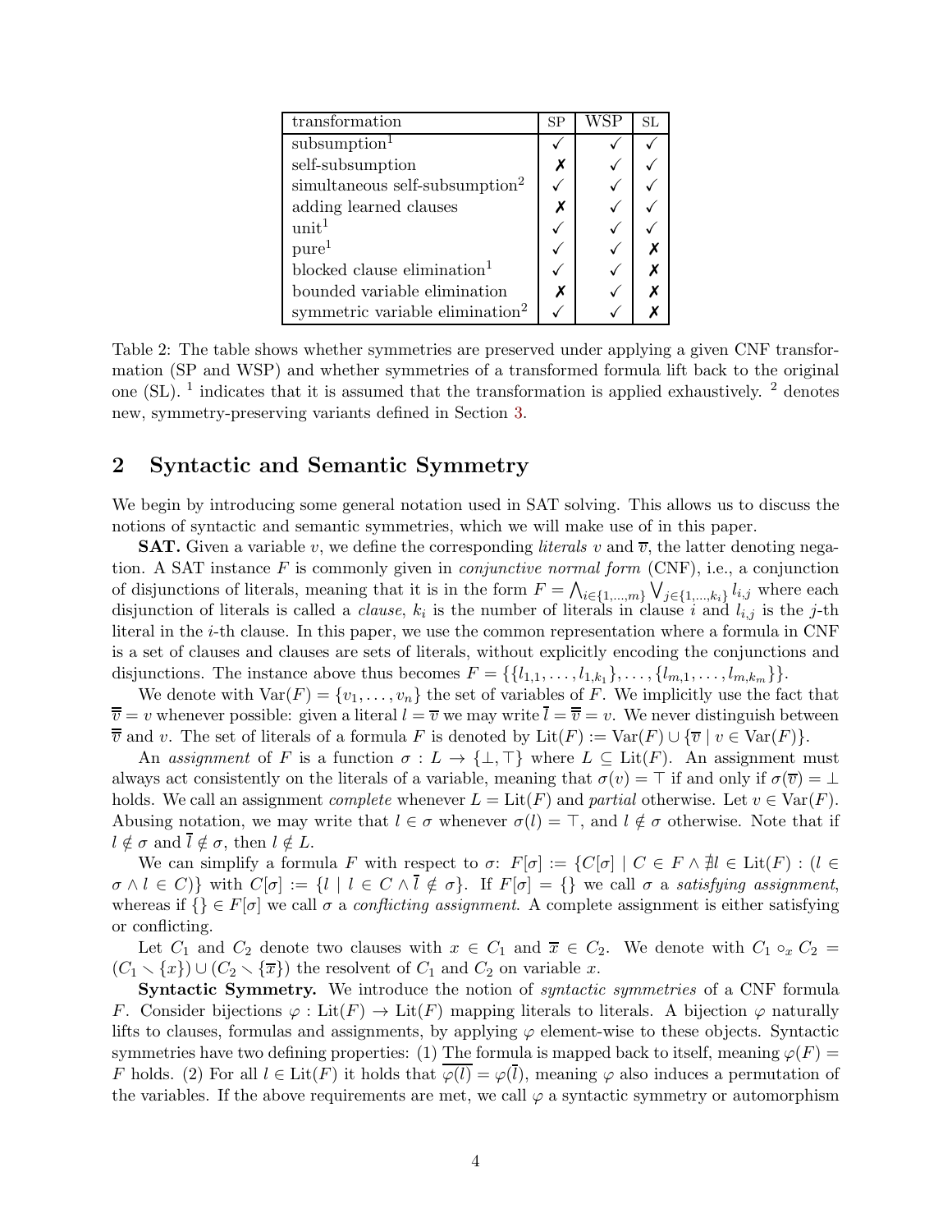| transformation | SP | WSP | SL |
|---|---|---|---|
| subsumption[1] | ✓ | ✓ | ✓ |
| self-subsumption | ✗ | ✓ | ✓ |
| simultaneous self-subsumption[2] | ✓ | ✓ | ✓ |
| adding learned clauses | ✗ | ✓ | ✓ |
| unit[1] | ✓ | ✓ | ✓ |
| pure[1] | ✓ | ✓ | ✗ |
| blocked clause elimination[1] | ✓ | ✓ | ✗ |
| bounded variable elimination | ✗ | ✓ | ✗ |
| symmetric variable elimination[2] | ✓ | ✓ | ✗ |

Table 2: The table shows whether symmetries are preserved under applying a given CNF transformation (SP and WSP) and whether symmetries of a transformed formula lift back to the original one (SL). [1] indicates that it is assumed that the transformation is applied exhaustively. [2] denotes new, symmetry-preserving variants defined in Section 3.

## 2 Syntactic and Semantic Symmetry

We begin by introducing some general notation used in SAT solving. This allows us to discuss the notions of syntactic and semantic symmetries, which we will make use of in this paper.

**SAT.** Given a variable $v$, we define the corresponding *literals* $v$ and $\overline{v}$, the latter denoting negation. A SAT instance $F$ is commonly given in *conjunctive normal form* (CNF), i.e., a conjunction of disjunctions of literals, meaning that it is in the form $F = \bigwedge_{i \in \{1,\dots,m\}} \bigvee_{j \in \{1,\dots,k_i\}} l_{i,j}$ where each disjunction of literals is called a *clause*, $k_i$ is the number of literals in clause $i$ and $l_{i,j}$ is the $j$-th literal in the $i$-th clause. In this paper, we use the common representation where a formula in CNF is a set of clauses and clauses are sets of literals, without explicitly encoding the conjunctions and disjunctions. The instance above thus becomes $F = \{\{l_{1,1}, \dots, l_{1,k_1}\}, \dots, \{l_{m,1}, \dots, l_{m,k_m}\}\}$.

We denote with $\mathrm{Var}(F) = \{v_1, \dots, v_n\}$ the set of variables of $F$. We implicitly use the fact that $\overline{\overline{v}} = v$ whenever possible: given a literal $l = \overline{v}$ we may write $\overline{l} = \overline{\overline{v}} = v$. We never distinguish between $\overline{\overline{v}}$ and $v$. The set of literals of a formula $F$ is denoted by $\mathrm{Lit}(F) := \mathrm{Var}(F) \cup \{\overline{v} \mid v \in \mathrm{Var}(F)\}$.

An *assignment* of $F$ is a function $\sigma : L \to \{\bot, \top\}$ where $L \subseteq \mathrm{Lit}(F)$. An assignment must always act consistently on the literals of a variable, meaning that $\sigma(v) = \top$ if and only if $\sigma(\overline{v}) = \bot$ holds. We call an assignment *complete* whenever $L = \mathrm{Lit}(F)$ and *partial* otherwise. Let $v \in \mathrm{Var}(F)$. Abusing notation, we may write that $l \in \sigma$ whenever $\sigma(l) = \top$, and $l \notin \sigma$ otherwise. Note that if $l \notin \sigma$ and $\overline{l} \notin \sigma$, then $l \notin L$.

We can simplify a formula $F$ with respect to $\sigma$: $F[\sigma] := \{C[\sigma] \mid C \in F \wedge \nexists l \in \mathrm{Lit}(F) : (l \in \sigma \wedge l \in C)\}$ with $C[\sigma] := \{l \mid l \in C \wedge \overline{l} \notin \sigma\}$. If $F[\sigma] = \{\}$ we call $\sigma$ a *satisfying assignment*, whereas if $\{\} \in F[\sigma]$ we call $\sigma$ a *conflicting assignment*. A complete assignment is either satisfying or conflicting.

Let $C_1$ and $C_2$ denote two clauses with $x \in C_1$ and $\overline{x} \in C_2$. We denote with $C_1 \circ_x C_2 = (C_1 \setminus \{x\}) \cup (C_2 \setminus \{\overline{x}\})$ the resolvent of $C_1$ and $C_2$ on variable $x$.

**Syntactic Symmetry.** We introduce the notion of *syntactic symmetries* of a CNF formula $F$. Consider bijections $\varphi : \mathrm{Lit}(F) \to \mathrm{Lit}(F)$ mapping literals to literals. A bijection $\varphi$ naturally lifts to clauses, formulas and assignments, by applying $\varphi$ element-wise to these objects. Syntactic symmetries have two defining properties: (1) The formula is mapped back to itself, meaning $\varphi(F) = F$ holds. (2) For all $l \in \mathrm{Lit}(F)$ it holds that $\overline{\varphi(l)} = \varphi(\overline{l})$, meaning $\varphi$ also induces a permutation of the variables. If the above requirements are met, we call $\varphi$ a syntactic symmetry or automorphism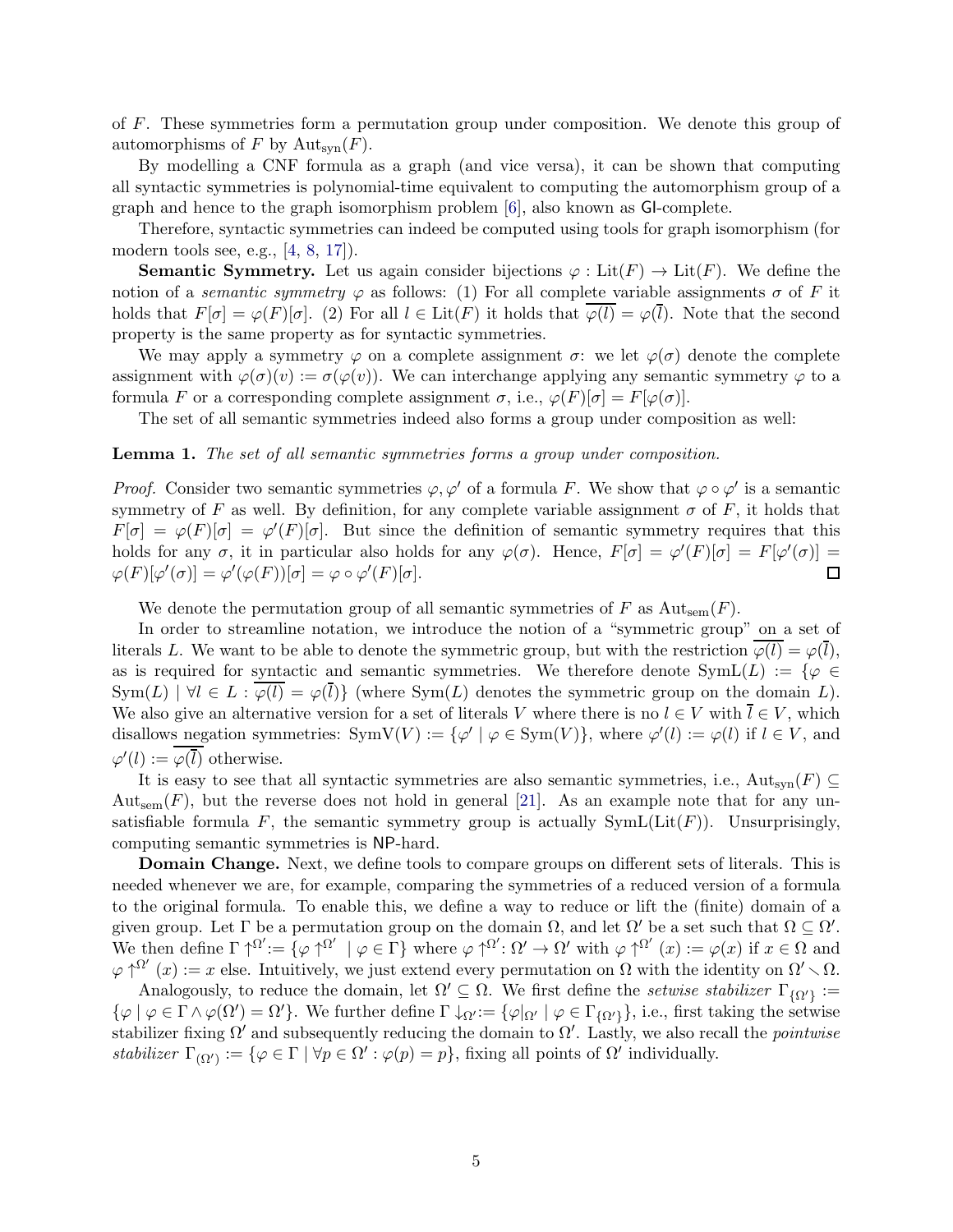of $F$. These symmetries form a permutation group under composition. We denote this group of automorphisms of $F$ by $\mathrm{Aut}_{\mathrm{syn}}(F)$.

By modelling a CNF formula as a graph (and vice versa), it can be shown that computing all syntactic symmetries is polynomial-time equivalent to computing the automorphism group of a graph and hence to the graph isomorphism problem [6], also known as GI-complete.

Therefore, syntactic symmetries can indeed be computed using tools for graph isomorphism (for modern tools see, e.g., [4, 8, 17]).

**Semantic Symmetry.** Let us again consider bijections $\varphi : \mathrm{Lit}(F) \to \mathrm{Lit}(F)$. We define the notion of a *semantic symmetry* $\varphi$ as follows: (1) For all complete variable assignments $\sigma$ of $F$ it holds that $F[\sigma] = \varphi(F)[\sigma]$. (2) For all $l \in \mathrm{Lit}(F)$ it holds that $\overline{\varphi(l)} = \varphi(\overline{l})$. Note that the second property is the same property as for syntactic symmetries.

We may apply a symmetry $\varphi$ on a complete assignment $\sigma$: we let $\varphi(\sigma)$ denote the complete assignment with $\varphi(\sigma)(v) := \sigma(\varphi(v))$. We can interchange applying any semantic symmetry $\varphi$ to a formula $F$ or a corresponding complete assignment $\sigma$, i.e., $\varphi(F)[\sigma] = F[\varphi(\sigma)]$.

The set of all semantic symmetries indeed also forms a group under composition as well:

**Lemma 1.** *The set of all semantic symmetries forms a group under composition.*

*Proof.* Consider two semantic symmetries $\varphi, \varphi'$ of a formula $F$. We show that $\varphi \circ \varphi'$ is a semantic symmetry of $F$ as well. By definition, for any complete variable assignment $\sigma$ of $F$, it holds that $F[\sigma] = \varphi(F)[\sigma] = \varphi'(F)[\sigma]$. But since the definition of semantic symmetry requires that this holds for any $\sigma$, it in particular also holds for any $\varphi(\sigma)$. Hence, $F[\sigma] = \varphi'(F)[\sigma] = F[\varphi'(\sigma)] = \varphi(F)[\varphi'(\sigma)] = \varphi'(\varphi(F))[\sigma] = \varphi \circ \varphi'(F)[\sigma]$. □

We denote the permutation group of all semantic symmetries of $F$ as $\mathrm{Aut}_{\mathrm{sem}}(F)$.

In order to streamline notation, we introduce the notion of a "symmetric group" on a set of literals $L$. We want to be able to denote the symmetric group, but with the restriction $\overline{\varphi(l)} = \varphi(\overline{l})$, as is required for syntactic and semantic symmetries. We therefore denote $\mathrm{SymL}(L) := \{\varphi \in \mathrm{Sym}(L) \mid \forall l \in L : \overline{\varphi(l)} = \varphi(\overline{l})\}$ (where $\mathrm{Sym}(L)$ denotes the symmetric group on the domain $L$). We also give an alternative version for a set of literals $V$ where there is no $l \in V$ with $\overline{l} \in V$, which disallows negation symmetries: $\mathrm{SymV}(V) := \{\varphi' \mid \varphi \in \mathrm{Sym}(V)\}$, where $\varphi'(l) := \varphi(l)$ if $l \in V$, and $\varphi'(l) := \overline{\varphi(\overline{l})}$ otherwise.

It is easy to see that all syntactic symmetries are also semantic symmetries, i.e., $\mathrm{Aut}_{\mathrm{syn}}(F) \subseteq \mathrm{Aut}_{\mathrm{sem}}(F)$, but the reverse does not hold in general [21]. As an example note that for any unsatisfiable formula $F$, the semantic symmetry group is actually $\mathrm{SymL}(\mathrm{Lit}(F))$. Unsurprisingly, computing semantic symmetries is NP-hard.

**Domain Change.** Next, we define tools to compare groups on different sets of literals. This is needed whenever we are, for example, comparing the symmetries of a reduced version of a formula to the original formula. To enable this, we define a way to reduce or lift the (finite) domain of a given group. Let $\Gamma$ be a permutation group on the domain $\Omega$, and let $\Omega'$ be a set such that $\Omega \subseteq \Omega'$. We then define $\Gamma \uparrow^{\Omega'} := \{\varphi \uparrow^{\Omega'} \mid \varphi \in \Gamma\}$ where $\varphi \uparrow^{\Omega'} : \Omega' \to \Omega'$ with $\varphi \uparrow^{\Omega'} (x) := \varphi(x)$ if $x \in \Omega$ and $\varphi \uparrow^{\Omega'} (x) := x$ else. Intuitively, we just extend every permutation on $\Omega$ with the identity on $\Omega' \setminus \Omega$.

Analogously, to reduce the domain, let $\Omega' \subseteq \Omega$. We first define the *setwise stabilizer* $\Gamma_{\{\Omega'\}} := \{\varphi \mid \varphi \in \Gamma \wedge \varphi(\Omega') = \Omega'\}$. We further define $\Gamma \downarrow_{\Omega'} := \{\varphi|_{\Omega'} \mid \varphi \in \Gamma_{\{\Omega'\}}\}$, i.e., first taking the setwise stabilizer fixing $\Omega'$ and subsequently reducing the domain to $\Omega'$. Lastly, we also recall the *pointwise stabilizer* $\Gamma_{(\Omega')} := \{\varphi \in \Gamma \mid \forall p \in \Omega' : \varphi(p) = p\}$, fixing all points of $\Omega'$ individually.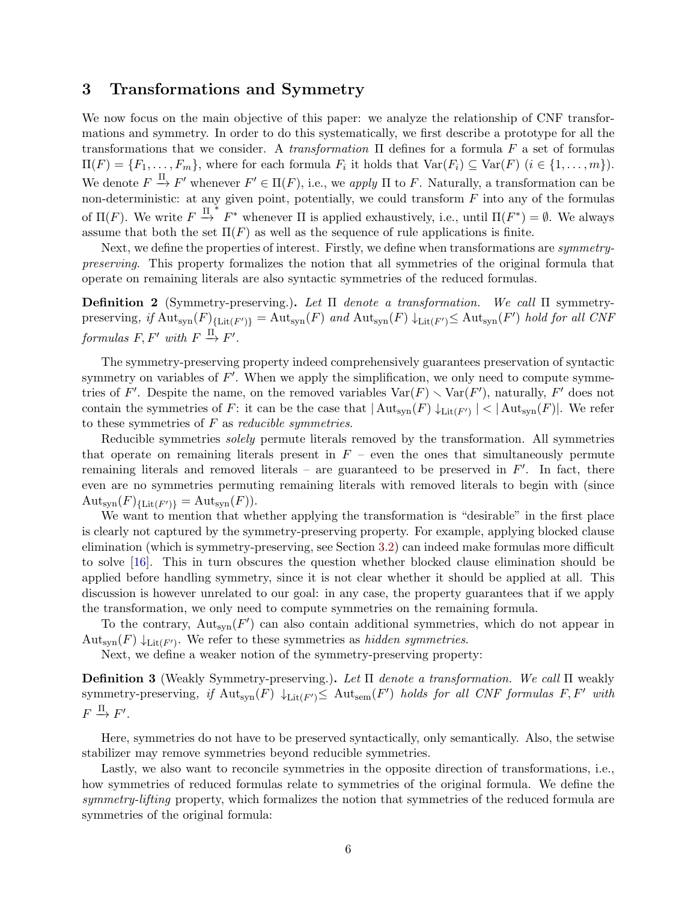## 3 Transformations and Symmetry

We now focus on the main objective of this paper: we analyze the relationship of CNF transformations and symmetry. In order to do this systematically, we first describe a prototype for all the transformations that we consider. A *transformation* $\Pi$ defines for a formula $F$ a set of formulas $\Pi(F) = \{F_1, \dots, F_m\}$, where for each formula $F_i$ it holds that $\mathrm{Var}(F_i) \subseteq \mathrm{Var}(F)$ ($i \in \{1, \dots, m\}$). We denote $F \xrightarrow{\Pi} F'$ whenever $F' \in \Pi(F)$, i.e., we *apply* $\Pi$ to $F$. Naturally, a transformation can be non-deterministic: at any given point, potentially, we could transform $F$ into any of the formulas of $\Pi(F)$. We write $F \xrightarrow{\Pi}{}^{*} F^*$ whenever $\Pi$ is applied exhaustively, i.e., until $\Pi(F^*) = \emptyset$. We always assume that both the set $\Pi(F)$ as well as the sequence of rule applications is finite.

Next, we define the properties of interest. Firstly, we define when transformations are *symmetry-preserving*. This property formalizes the notion that all symmetries of the original formula that operate on remaining literals are also syntactic symmetries of the reduced formulas.

**Definition 2** (Symmetry-preserving.)**.** *Let $\Pi$ denote a transformation. We call $\Pi$* symmetry-preserving*, if $\mathrm{Aut}_{\mathrm{syn}}(F)_{\{\mathrm{Lit}(F')\}} = \mathrm{Aut}_{\mathrm{syn}}(F)$ and $\mathrm{Aut}_{\mathrm{syn}}(F) \downarrow_{\mathrm{Lit}(F')} \leq \mathrm{Aut}_{\mathrm{syn}}(F')$ hold for all CNF formulas $F, F'$ with $F \xrightarrow{\Pi} F'$.*

The symmetry-preserving property indeed comprehensively guarantees preservation of syntactic symmetry on variables of $F'$. When we apply the simplification, we only need to compute symmetries of $F'$. Despite the name, on the removed variables $\mathrm{Var}(F) \setminus \mathrm{Var}(F')$, naturally, $F'$ does not contain the symmetries of $F$: it can be the case that $|\mathrm{Aut}_{\mathrm{syn}}(F) \downarrow_{\mathrm{Lit}(F')}| < |\mathrm{Aut}_{\mathrm{syn}}(F)|$. We refer to these symmetries of $F$ as *reducible symmetries*.

Reducible symmetries *solely* permute literals removed by the transformation. All symmetries that operate on remaining literals present in $F$ – even the ones that simultaneously permute remaining literals and removed literals – are guaranteed to be preserved in $F'$. In fact, there even are no symmetries permuting remaining literals with removed literals to begin with (since $\mathrm{Aut}_{\mathrm{syn}}(F)_{\{\mathrm{Lit}(F')\}} = \mathrm{Aut}_{\mathrm{syn}}(F)$).

We want to mention that whether applying the transformation is "desirable" in the first place is clearly not captured by the symmetry-preserving property. For example, applying blocked clause elimination (which is symmetry-preserving, see Section 3.2) can indeed make formulas more difficult to solve [16]. This in turn obscures the question whether blocked clause elimination should be applied before handling symmetry, since it is not clear whether it should be applied at all. This discussion is however unrelated to our goal: in any case, the property guarantees that if we apply the transformation, we only need to compute symmetries on the remaining formula.

To the contrary, $\mathrm{Aut}_{\mathrm{syn}}(F')$ can also contain additional symmetries, which do not appear in $\mathrm{Aut}_{\mathrm{syn}}(F) \downarrow_{\mathrm{Lit}(F')}$. We refer to these symmetries as *hidden symmetries*.

Next, we define a weaker notion of the symmetry-preserving property:

**Definition 3** (Weakly Symmetry-preserving.)**.** *Let $\Pi$ denote a transformation. We call $\Pi$* weakly symmetry-preserving*, if $\mathrm{Aut}_{\mathrm{syn}}(F) \downarrow_{\mathrm{Lit}(F')} \leq \mathrm{Aut}_{\mathrm{sem}}(F')$ holds for all CNF formulas $F, F'$ with $F \xrightarrow{\Pi} F'$.*

Here, symmetries do not have to be preserved syntactically, only semantically. Also, the setwise stabilizer may remove symmetries beyond reducible symmetries.

Lastly, we also want to reconcile symmetries in the opposite direction of transformations, i.e., how symmetries of reduced formulas relate to symmetries of the original formula. We define the *symmetry-lifting* property, which formalizes the notion that symmetries of the reduced formula are symmetries of the original formula: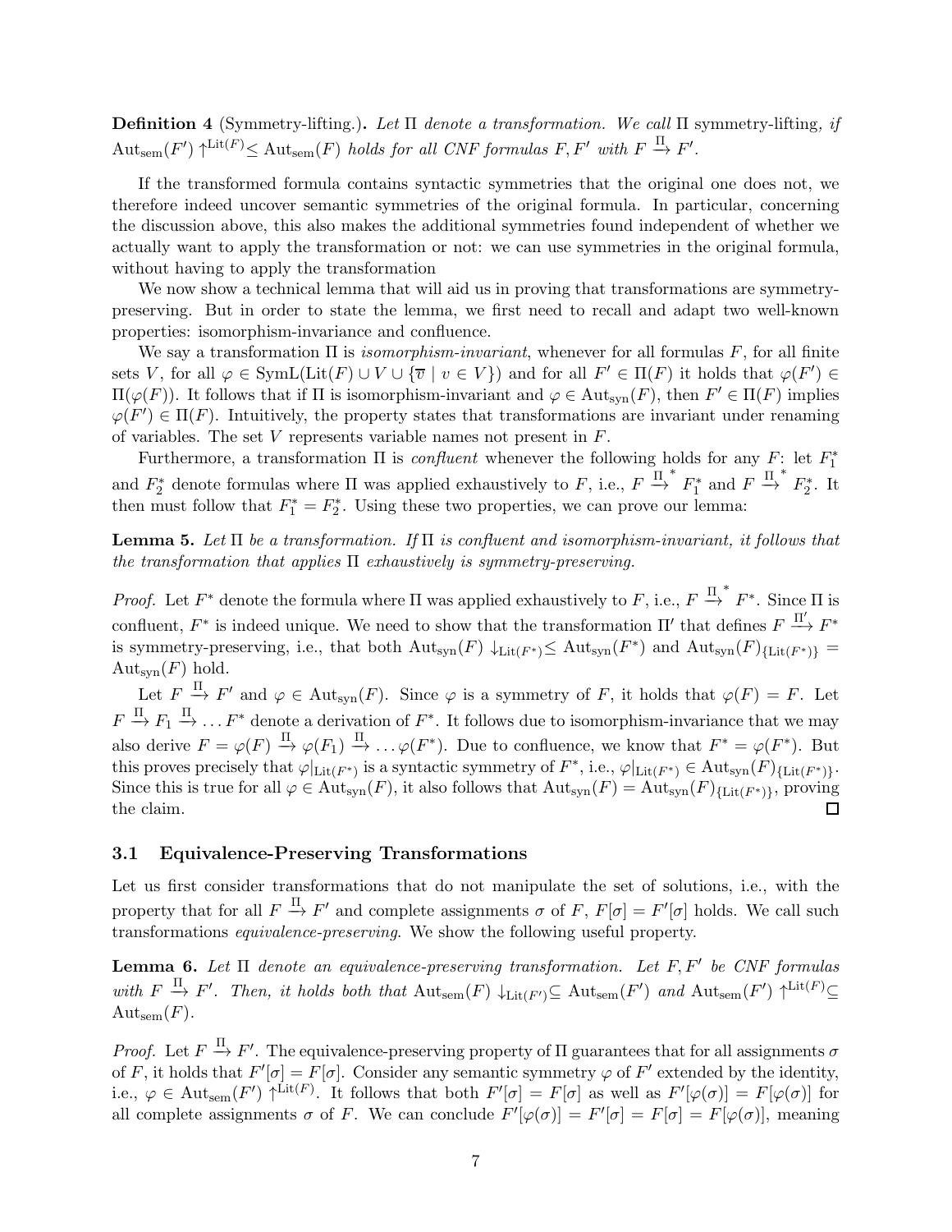**Definition 4** (Symmetry-lifting.)**.** *Let $\Pi$ denote a transformation. We call $\Pi$* symmetry-lifting*, if $\text{Aut}_{\text{sem}}(F') \uparrow^{\text{Lit}(F)} \leq \text{Aut}_{\text{sem}}(F)$ holds for all CNF formulas $F, F'$ with $F \xrightarrow{\Pi} F'$.*

If the transformed formula contains syntactic symmetries that the original one does not, we therefore indeed uncover semantic symmetries of the original formula. In particular, concerning the discussion above, this also makes the additional symmetries found independent of whether we actually want to apply the transformation or not: we can use symmetries in the original formula, without having to apply the transformation

We now show a technical lemma that will aid us in proving that transformations are symmetry-preserving. But in order to state the lemma, we first need to recall and adapt two well-known properties: isomorphism-invariance and confluence.

We say a transformation $\Pi$ is *isomorphism-invariant*, whenever for all formulas $F$, for all finite sets $V$, for all $\varphi \in \text{SymL}(\text{Lit}(F) \cup V \cup \{\overline{v} \mid v \in V\})$ and for all $F' \in \Pi(F)$ it holds that $\varphi(F') \in \Pi(\varphi(F))$. It follows that if $\Pi$ is isomorphism-invariant and $\varphi \in \text{Aut}_{\text{syn}}(F)$, then $F' \in \Pi(F)$ implies $\varphi(F') \in \Pi(F)$. Intuitively, the property states that transformations are invariant under renaming of variables. The set $V$ represents variable names not present in $F$.

Furthermore, a transformation $\Pi$ is *confluent* whenever the following holds for any $F$: let $F_1^*$ and $F_2^*$ denote formulas where $\Pi$ was applied exhaustively to $F$, i.e., $F \xrightarrow{\Pi}{}^{*} F_1^*$ and $F \xrightarrow{\Pi}{}^{*} F_2^*$. It then must follow that $F_1^* = F_2^*$. Using these two properties, we can prove our lemma:

**Lemma 5.** *Let $\Pi$ be a transformation. If $\Pi$ is confluent and isomorphism-invariant, it follows that the transformation that applies $\Pi$ exhaustively is symmetry-preserving.*

*Proof.* Let $F^*$ denote the formula where $\Pi$ was applied exhaustively to $F$, i.e., $F \xrightarrow{\Pi}{}^{*} F^*$. Since $\Pi$ is confluent, $F^*$ is indeed unique. We need to show that the transformation $\Pi'$ that defines $F \xrightarrow{\Pi'} F^*$ is symmetry-preserving, i.e., that both $\text{Aut}_{\text{syn}}(F) \downarrow_{\text{Lit}(F^*)} \leq \text{Aut}_{\text{syn}}(F^*)$ and $\text{Aut}_{\text{syn}}(F)_{\{\text{Lit}(F^*)\}} = \text{Aut}_{\text{syn}}(F)$ hold.

Let $F \xrightarrow{\Pi} F'$ and $\varphi \in \text{Aut}_{\text{syn}}(F)$. Since $\varphi$ is a symmetry of $F$, it holds that $\varphi(F) = F$. Let $F \xrightarrow{\Pi} F_1 \xrightarrow{\Pi} \dots F^*$ denote a derivation of $F^*$. It follows due to isomorphism-invariance that we may also derive $F = \varphi(F) \xrightarrow{\Pi} \varphi(F_1) \xrightarrow{\Pi} \dots \varphi(F^*)$. Due to confluence, we know that $F^* = \varphi(F^*)$. But this proves precisely that $\varphi|_{\text{Lit}(F^*)}$ is a syntactic symmetry of $F^*$, i.e., $\varphi|_{\text{Lit}(F^*)} \in \text{Aut}_{\text{syn}}(F)_{\{\text{Lit}(F^*)\}}$. Since this is true for all $\varphi \in \text{Aut}_{\text{syn}}(F)$, it also follows that $\text{Aut}_{\text{syn}}(F) = \text{Aut}_{\text{syn}}(F)_{\{\text{Lit}(F^*)\}}$, proving the claim. $\square$

### 3.1 Equivalence-Preserving Transformations

Let us first consider transformations that do not manipulate the set of solutions, i.e., with the property that for all $F \xrightarrow{\Pi} F'$ and complete assignments $\sigma$ of $F$, $F[\sigma] = F'[\sigma]$ holds. We call such transformations *equivalence-preserving*. We show the following useful property.

**Lemma 6.** *Let $\Pi$ denote an equivalence-preserving transformation. Let $F, F'$ be CNF formulas with $F \xrightarrow{\Pi} F'$. Then, it holds both that $\text{Aut}_{\text{sem}}(F) \downarrow_{\text{Lit}(F')} \subseteq \text{Aut}_{\text{sem}}(F')$ and $\text{Aut}_{\text{sem}}(F') \uparrow^{\text{Lit}(F)} \subseteq \text{Aut}_{\text{sem}}(F)$.*

*Proof.* Let $F \xrightarrow{\Pi} F'$. The equivalence-preserving property of $\Pi$ guarantees that for all assignments $\sigma$ of $F$, it holds that $F'[\sigma] = F[\sigma]$. Consider any semantic symmetry $\varphi$ of $F'$ extended by the identity, i.e., $\varphi \in \text{Aut}_{\text{sem}}(F') \uparrow^{\text{Lit}(F)}$. It follows that both $F'[\sigma] = F[\sigma]$ as well as $F'[\varphi(\sigma)] = F[\varphi(\sigma)]$ for all complete assignments $\sigma$ of $F$. We can conclude $F'[\varphi(\sigma)] = F'[\sigma] = F[\sigma] = F[\varphi(\sigma)]$, meaning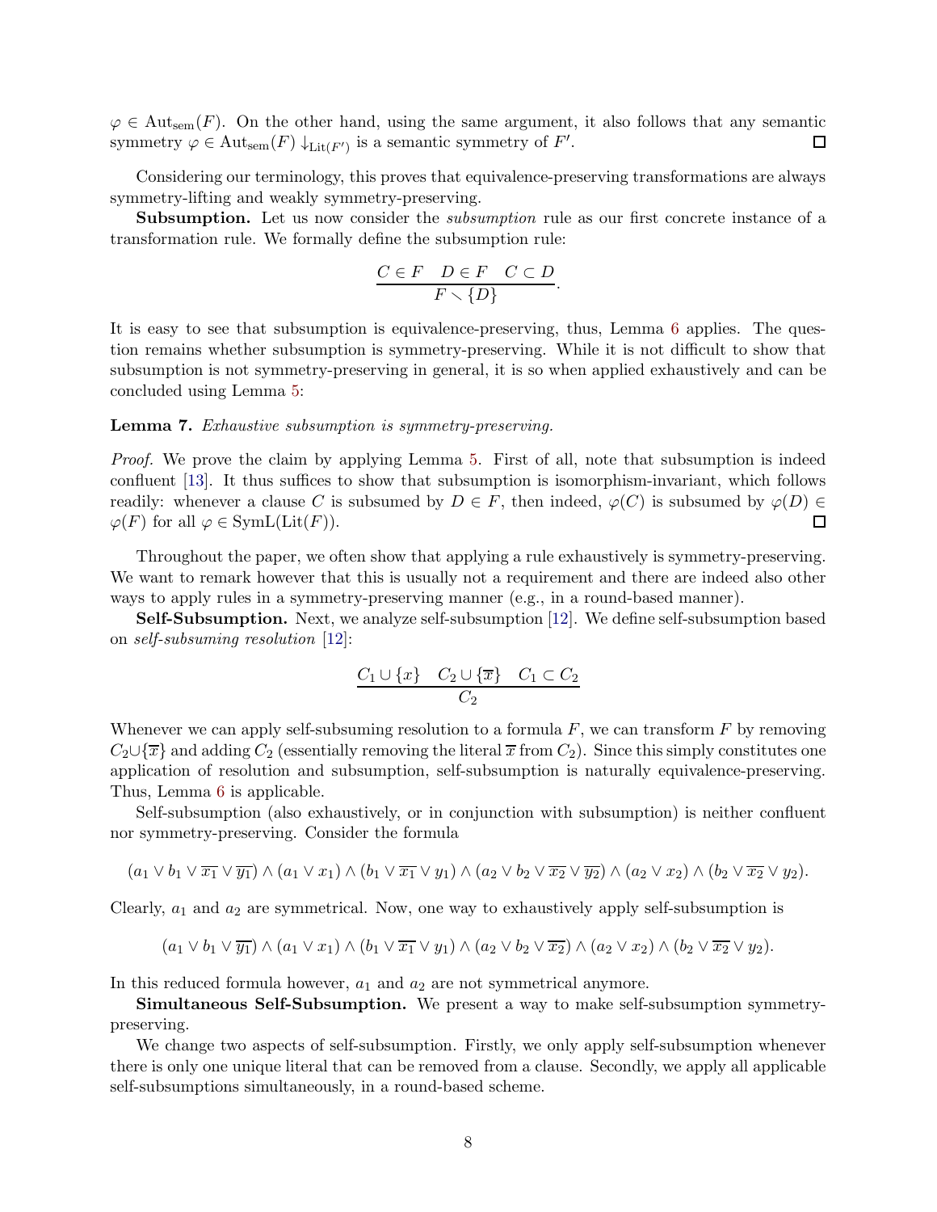$\varphi \in \mathrm{Aut}_{\mathrm{sem}}(F)$. On the other hand, using the same argument, it also follows that any semantic symmetry $\varphi \in \mathrm{Aut}_{\mathrm{sem}}(F) \downarrow_{\mathrm{Lit}(F')}$ is a semantic symmetry of $F'$. $\square$

Considering our terminology, this proves that equivalence-preserving transformations are always symmetry-lifting and weakly symmetry-preserving.

**Subsumption.** Let us now consider the *subsumption* rule as our first concrete instance of a transformation rule. We formally define the subsumption rule:

$$\frac{C \in F \quad D \in F \quad C \subset D}{F \setminus \{D\}}.$$

It is easy to see that subsumption is equivalence-preserving, thus, Lemma 6 applies. The question remains whether subsumption is symmetry-preserving. While it is not difficult to show that subsumption is not symmetry-preserving in general, it is so when applied exhaustively and can be concluded using Lemma 5:

**Lemma 7.** *Exhaustive subsumption is symmetry-preserving.*

*Proof.* We prove the claim by applying Lemma 5. First of all, note that subsumption is indeed confluent [13]. It thus suffices to show that subsumption is isomorphism-invariant, which follows readily: whenever a clause $C$ is subsumed by $D \in F$, then indeed, $\varphi(C)$ is subsumed by $\varphi(D) \in \varphi(F)$ for all $\varphi \in \mathrm{SymL}(\mathrm{Lit}(F))$. $\square$

Throughout the paper, we often show that applying a rule exhaustively is symmetry-preserving. We want to remark however that this is usually not a requirement and there are indeed also other ways to apply rules in a symmetry-preserving manner (e.g., in a round-based manner).

**Self-Subsumption.** Next, we analyze self-subsumption [12]. We define self-subsumption based on *self-subsuming resolution* [12]:

$$\frac{C_1 \cup \{x\} \quad C_2 \cup \{\overline{x}\} \quad C_1 \subset C_2}{C_2}$$

Whenever we can apply self-subsuming resolution to a formula $F$, we can transform $F$ by removing $C_2 \cup \{\overline{x}\}$ and adding $C_2$ (essentially removing the literal $\overline{x}$ from $C_2$). Since this simply constitutes one application of resolution and subsumption, self-subsumption is naturally equivalence-preserving. Thus, Lemma 6 is applicable.

Self-subsumption (also exhaustively, or in conjunction with subsumption) is neither confluent nor symmetry-preserving. Consider the formula

$$(a_1 \vee b_1 \vee \overline{x_1} \vee \overline{y_1}) \wedge (a_1 \vee x_1) \wedge (b_1 \vee \overline{x_1} \vee y_1) \wedge (a_2 \vee b_2 \vee \overline{x_2} \vee \overline{y_2}) \wedge (a_2 \vee x_2) \wedge (b_2 \vee \overline{x_2} \vee y_2).$$

Clearly, $a_1$ and $a_2$ are symmetrical. Now, one way to exhaustively apply self-subsumption is

$$(a_1 \vee b_1 \vee \overline{y_1}) \wedge (a_1 \vee x_1) \wedge (b_1 \vee \overline{x_1} \vee y_1) \wedge (a_2 \vee b_2 \vee \overline{x_2}) \wedge (a_2 \vee x_2) \wedge (b_2 \vee \overline{x_2} \vee y_2).$$

In this reduced formula however, $a_1$ and $a_2$ are not symmetrical anymore.

**Simultaneous Self-Subsumption.** We present a way to make self-subsumption symmetry-preserving.

We change two aspects of self-subsumption. Firstly, we only apply self-subsumption whenever there is only one unique literal that can be removed from a clause. Secondly, we apply all applicable self-subsumptions simultaneously, in a round-based scheme.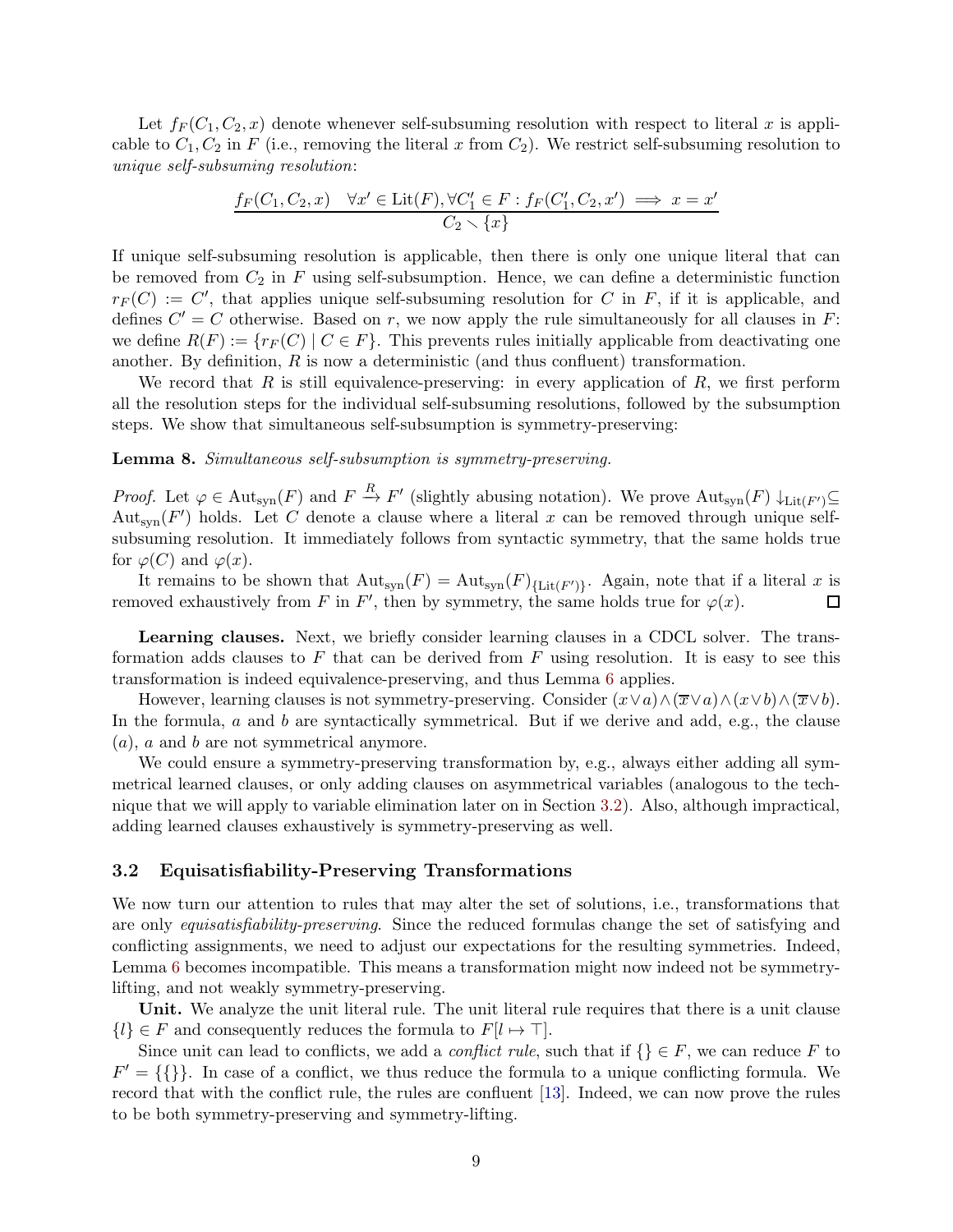Let $f_F(C_1, C_2, x)$ denote whenever self-subsuming resolution with respect to literal $x$ is applicable to $C_1, C_2$ in $F$ (i.e., removing the literal $x$ from $C_2$). We restrict self-subsuming resolution to *unique self-subsuming resolution*:

$$\frac{f_F(C_1, C_2, x) \quad \forall x' \in \mathrm{Lit}(F), \forall C_1' \in F : f_F(C_1', C_2, x') \implies x = x'}{C_2 \setminus \{x\}}$$

If unique self-subsuming resolution is applicable, then there is only one unique literal that can be removed from $C_2$ in $F$ using self-subsumption. Hence, we can define a deterministic function $r_F(C) := C'$, that applies unique self-subsuming resolution for $C$ in $F$, if it is applicable, and defines $C' = C$ otherwise. Based on $r$, we now apply the rule simultaneously for all clauses in $F$: we define $R(F) := \{r_F(C) \mid C \in F\}$. This prevents rules initially applicable from deactivating one another. By definition, $R$ is now a deterministic (and thus confluent) transformation.

We record that $R$ is still equivalence-preserving: in every application of $R$, we first perform all the resolution steps for the individual self-subsuming resolutions, followed by the subsumption steps. We show that simultaneous self-subsumption is symmetry-preserving:

**Lemma 8.** *Simultaneous self-subsumption is symmetry-preserving.*

*Proof.* Let $\varphi \in \mathrm{Aut}_{\mathrm{syn}}(F)$ and $F \xrightarrow{R} F'$ (slightly abusing notation). We prove $\mathrm{Aut}_{\mathrm{syn}}(F) \downarrow_{\mathrm{Lit}(F')} \subseteq \mathrm{Aut}_{\mathrm{syn}}(F')$ holds. Let $C$ denote a clause where a literal $x$ can be removed through unique self-subsuming resolution. It immediately follows from syntactic symmetry, that the same holds true for $\varphi(C)$ and $\varphi(x)$.

It remains to be shown that $\mathrm{Aut}_{\mathrm{syn}}(F) = \mathrm{Aut}_{\mathrm{syn}}(F)_{\{\mathrm{Lit}(F')\}}$. Again, note that if a literal $x$ is removed exhaustively from $F$ in $F'$, then by symmetry, the same holds true for $\varphi(x)$. $\square$

**Learning clauses.** Next, we briefly consider learning clauses in a CDCL solver. The transformation adds clauses to $F$ that can be derived from $F$ using resolution. It is easy to see this transformation is indeed equivalence-preserving, and thus Lemma 6 applies.

However, learning clauses is not symmetry-preserving. Consider $(x \vee a) \wedge (\overline{x} \vee a) \wedge (x \vee b) \wedge (\overline{x} \vee b)$. In the formula, $a$ and $b$ are syntactically symmetrical. But if we derive and add, e.g., the clause $(a)$, $a$ and $b$ are not symmetrical anymore.

We could ensure a symmetry-preserving transformation by, e.g., always either adding all symmetrical learned clauses, or only adding clauses on asymmetrical variables (analogous to the technique that we will apply to variable elimination later on in Section 3.2). Also, although impractical, adding learned clauses exhaustively is symmetry-preserving as well.

### 3.2 Equisatisfiability-Preserving Transformations

We now turn our attention to rules that may alter the set of solutions, i.e., transformations that are only *equisatisfiability-preserving*. Since the reduced formulas change the set of satisfying and conflicting assignments, we need to adjust our expectations for the resulting symmetries. Indeed, Lemma 6 becomes incompatible. This means a transformation might now indeed not be symmetry-lifting, and not weakly symmetry-preserving.

**Unit.** We analyze the unit literal rule. The unit literal rule requires that there is a unit clause $\{l\} \in F$ and consequently reduces the formula to $F[l \mapsto \top]$.

Since unit can lead to conflicts, we add a *conflict rule*, such that if $\{\} \in F$, we can reduce $F$ to $F' = \{\{\}\}$. In case of a conflict, we thus reduce the formula to a unique conflicting formula. We record that with the conflict rule, the rules are confluent [13]. Indeed, we can now prove the rules to be both symmetry-preserving and symmetry-lifting.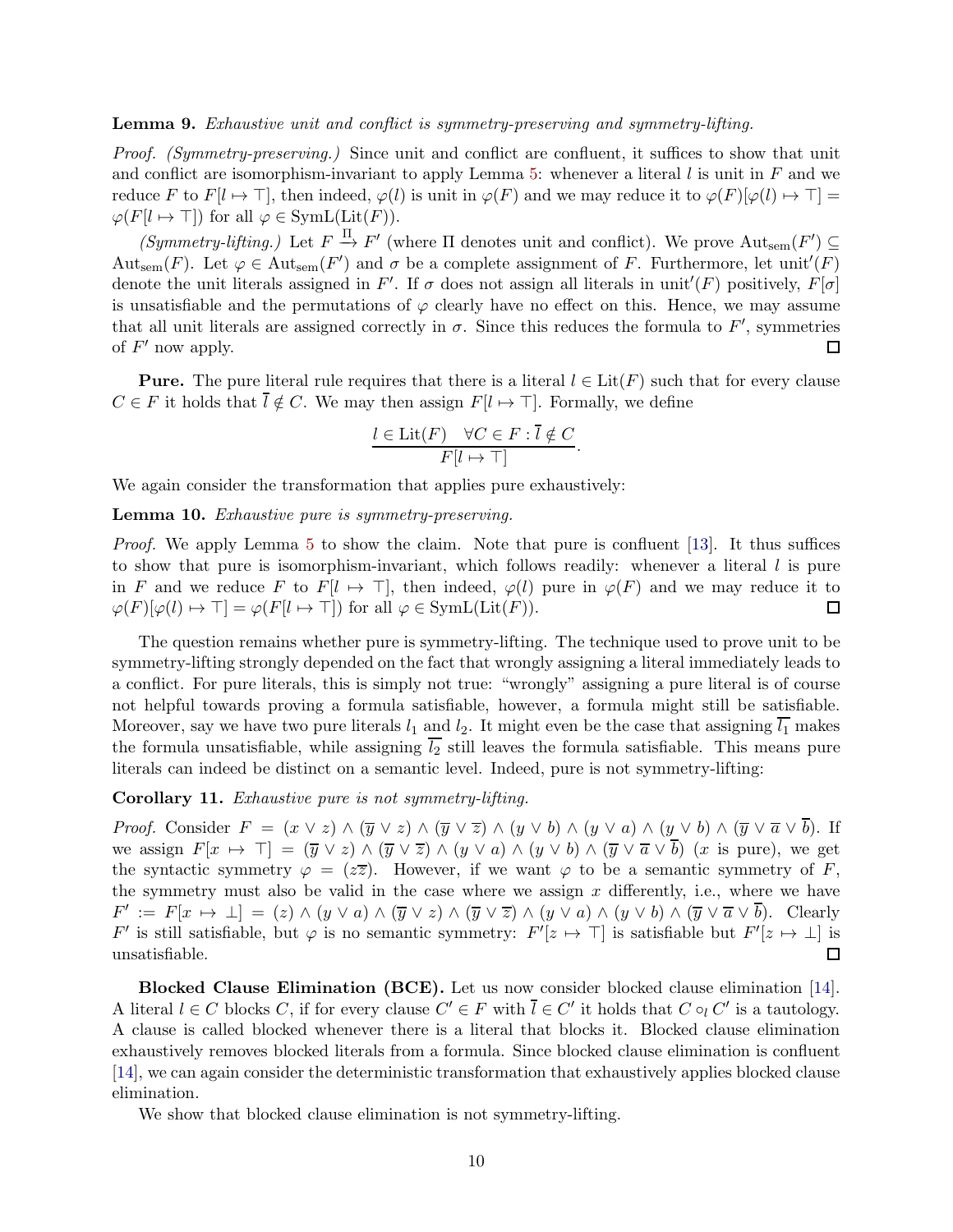**Lemma 9.** *Exhaustive unit and conflict is symmetry-preserving and symmetry-lifting.*

*Proof. (Symmetry-preserving.)* Since unit and conflict are confluent, it suffices to show that unit and conflict are isomorphism-invariant to apply Lemma 5: whenever a literal $l$ is unit in $F$ and we reduce $F$ to $F[l \mapsto \top]$, then indeed, $\varphi(l)$ is unit in $\varphi(F)$ and we may reduce it to $\varphi(F)[\varphi(l) \mapsto \top] = \varphi(F[l \mapsto \top])$ for all $\varphi \in \mathrm{SymL}(\mathrm{Lit}(F))$.

*(Symmetry-lifting.)* Let $F \xrightarrow{\Pi} F'$ (where $\Pi$ denotes unit and conflict). We prove $\mathrm{Aut}_{\mathrm{sem}}(F') \subseteq \mathrm{Aut}_{\mathrm{sem}}(F)$. Let $\varphi \in \mathrm{Aut}_{\mathrm{sem}}(F')$ and $\sigma$ be a complete assignment of $F$. Furthermore, let $\mathrm{unit}'(F)$ denote the unit literals assigned in $F'$. If $\sigma$ does not assign all literals in $\mathrm{unit}'(F)$ positively, $F[\sigma]$ is unsatisfiable and the permutations of $\varphi$ clearly have no effect on this. Hence, we may assume that all unit literals are assigned correctly in $\sigma$. Since this reduces the formula to $F'$, symmetries of $F'$ now apply. $\square$

**Pure.** The pure literal rule requires that there is a literal $l \in \mathrm{Lit}(F)$ such that for every clause $C \in F$ it holds that $\overline{l} \notin C$. We may then assign $F[l \mapsto \top]$. Formally, we define

$$\frac{l \in \mathrm{Lit}(F) \quad \forall C \in F : \overline{l} \notin C}{F[l \mapsto \top]}.$$

We again consider the transformation that applies pure exhaustively:

**Lemma 10.** *Exhaustive pure is symmetry-preserving.*

*Proof.* We apply Lemma 5 to show the claim. Note that pure is confluent [13]. It thus suffices to show that pure is isomorphism-invariant, which follows readily: whenever a literal $l$ is pure in $F$ and we reduce $F$ to $F[l \mapsto \top]$, then indeed, $\varphi(l)$ pure in $\varphi(F)$ and we may reduce it to $\varphi(F)[\varphi(l) \mapsto \top] = \varphi(F[l \mapsto \top])$ for all $\varphi \in \mathrm{SymL}(\mathrm{Lit}(F))$. $\square$

The question remains whether pure is symmetry-lifting. The technique used to prove unit to be symmetry-lifting strongly depended on the fact that wrongly assigning a literal immediately leads to a conflict. For pure literals, this is simply not true: "wrongly" assigning a pure literal is of course not helpful towards proving a formula satisfiable, however, a formula might still be satisfiable. Moreover, say we have two pure literals $l_1$ and $l_2$. It might even be the case that assigning $\overline{l_1}$ makes the formula unsatisfiable, while assigning $\overline{l_2}$ still leaves the formula satisfiable. This means pure literals can indeed be distinct on a semantic level. Indeed, pure is not symmetry-lifting:

**Corollary 11.** *Exhaustive pure is not symmetry-lifting.*

*Proof.* Consider $F = (x \vee z) \wedge (\overline{y} \vee z) \wedge (\overline{y} \vee \overline{z}) \wedge (y \vee b) \wedge (y \vee a) \wedge (y \vee b) \wedge (\overline{y} \vee \overline{a} \vee \overline{b})$. If we assign $F[x \mapsto \top] = (\overline{y} \vee z) \wedge (\overline{y} \vee \overline{z}) \wedge (y \vee a) \wedge (y \vee b) \wedge (\overline{y} \vee \overline{a} \vee \overline{b})$ ($x$ is pure), we get the syntactic symmetry $\varphi = (z\overline{z})$. However, if we want $\varphi$ to be a semantic symmetry of $F$, the symmetry must also be valid in the case where we assign $x$ differently, i.e., where we have $F' := F[x \mapsto \bot] = (z) \wedge (y \vee a) \wedge (\overline{y} \vee z) \wedge (\overline{y} \vee \overline{z}) \wedge (y \vee a) \wedge (y \vee b) \wedge (\overline{y} \vee \overline{a} \vee \overline{b})$. Clearly $F'$ is still satisfiable, but $\varphi$ is no semantic symmetry: $F'[z \mapsto \top]$ is satisfiable but $F'[z \mapsto \bot]$ is unsatisfiable. $\square$

**Blocked Clause Elimination (BCE).** Let us now consider blocked clause elimination [14]. A literal $l \in C$ blocks $C$, if for every clause $C' \in F$ with $\overline{l} \in C'$ it holds that $C \circ_l C'$ is a tautology. A clause is called blocked whenever there is a literal that blocks it. Blocked clause elimination exhaustively removes blocked literals from a formula. Since blocked clause elimination is confluent [14], we can again consider the deterministic transformation that exhaustively applies blocked clause elimination.

We show that blocked clause elimination is not symmetry-lifting.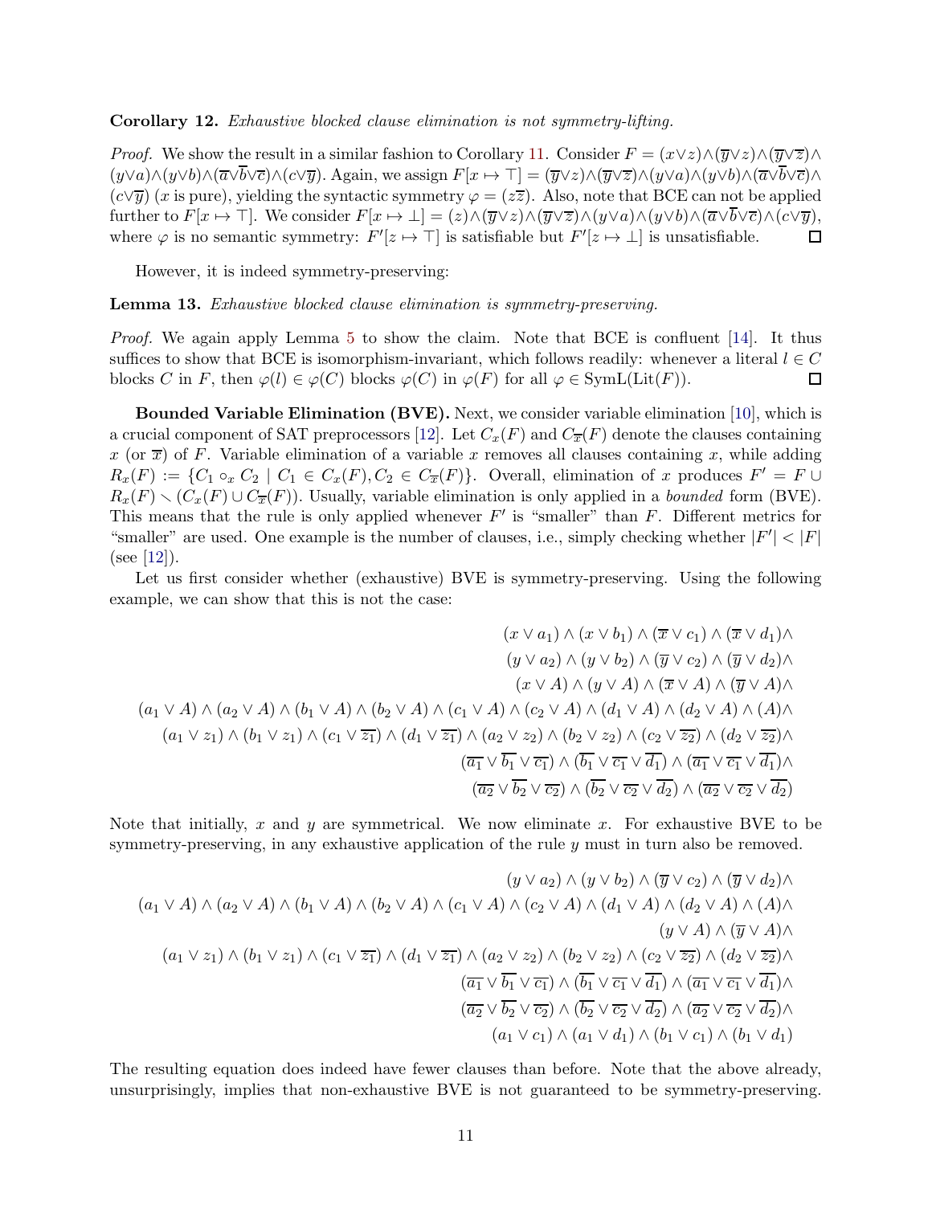**Corollary 12.** *Exhaustive blocked clause elimination is not symmetry-lifting.*

*Proof.* We show the result in a similar fashion to Corollary 11. Consider $F = (x \vee z) \wedge (\overline{y} \vee z) \wedge (\overline{y} \vee \overline{z}) \wedge (y \vee a) \wedge (y \vee b) \wedge (\overline{a} \vee \overline{b} \vee \overline{c}) \wedge (c \vee \overline{y})$. Again, we assign $F[x \mapsto \top] = (\overline{y} \vee z) \wedge (\overline{y} \vee \overline{z}) \wedge (y \vee a) \wedge (y \vee b) \wedge (\overline{a} \vee \overline{b} \vee \overline{c}) \wedge (c \vee \overline{y})$ ($x$ is pure), yielding the syntactic symmetry $\varphi = (z\overline{z})$. Also, note that BCE can not be applied further to $F[x \mapsto \top]$. We consider $F[x \mapsto \bot] = (z) \wedge (\overline{y} \vee z) \wedge (\overline{y} \vee \overline{z}) \wedge (y \vee a) \wedge (y \vee b) \wedge (\overline{a} \vee \overline{b} \vee \overline{c}) \wedge (c \vee \overline{y})$, where $\varphi$ is no semantic symmetry: $F'[z \mapsto \top]$ is satisfiable but $F'[z \mapsto \bot]$ is unsatisfiable. ◻

However, it is indeed symmetry-preserving:

**Lemma 13.** *Exhaustive blocked clause elimination is symmetry-preserving.*

*Proof.* We again apply Lemma 5 to show the claim. Note that BCE is confluent [14]. It thus suffices to show that BCE is isomorphism-invariant, which follows readily: whenever a literal $l \in C$ blocks $C$ in $F$, then $\varphi(l) \in \varphi(C)$ blocks $\varphi(C)$ in $\varphi(F)$ for all $\varphi \in \mathrm{SymL}(\mathrm{Lit}(F))$. ◻

**Bounded Variable Elimination (BVE).** Next, we consider variable elimination [10], which is a crucial component of SAT preprocessors [12]. Let $C_x(F)$ and $C_{\overline{x}}(F)$ denote the clauses containing $x$ (or $\overline{x}$) of $F$. Variable elimination of a variable $x$ removes all clauses containing $x$, while adding $R_x(F) := \{C_1 \circ_x C_2 \mid C_1 \in C_x(F), C_2 \in C_{\overline{x}}(F)\}$. Overall, elimination of $x$ produces $F' = F \cup R_x(F) \setminus (C_x(F) \cup C_{\overline{x}}(F))$. Usually, variable elimination is only applied in a *bounded* form (BVE). This means that the rule is only applied whenever $F'$ is "smaller" than $F$. Different metrics for "smaller" are used. One example is the number of clauses, i.e., simply checking whether $|F'| < |F|$ (see [12]).

Let us first consider whether (exhaustive) BVE is symmetry-preserving. Using the following example, we can show that this is not the case:

$$
\begin{aligned}
&(x \vee a_1) \wedge (x \vee b_1) \wedge (\overline{x} \vee c_1) \wedge (\overline{x} \vee d_1) \wedge \\
&(y \vee a_2) \wedge (y \vee b_2) \wedge (\overline{y} \vee c_2) \wedge (\overline{y} \vee d_2) \wedge \\
&(x \vee A) \wedge (y \vee A) \wedge (\overline{x} \vee A) \wedge (\overline{y} \vee A) \wedge \\
&(a_1 \vee A) \wedge (a_2 \vee A) \wedge (b_1 \vee A) \wedge (b_2 \vee A) \wedge (c_1 \vee A) \wedge (c_2 \vee A) \wedge (d_1 \vee A) \wedge (d_2 \vee A) \wedge (A) \wedge \\
&(a_1 \vee z_1) \wedge (b_1 \vee z_1) \wedge (c_1 \vee \overline{z_1}) \wedge (d_1 \vee \overline{z_1}) \wedge (a_2 \vee z_2) \wedge (b_2 \vee z_2) \wedge (c_2 \vee \overline{z_2}) \wedge (d_2 \vee \overline{z_2}) \wedge \\
&(\overline{a_1} \vee \overline{b_1} \vee \overline{c_1}) \wedge (\overline{b_1} \vee \overline{c_1} \vee \overline{d_1}) \wedge (\overline{a_1} \vee \overline{c_1} \vee \overline{d_1}) \wedge \\
&(\overline{a_2} \vee \overline{b_2} \vee \overline{c_2}) \wedge (\overline{b_2} \vee \overline{c_2} \vee \overline{d_2}) \wedge (\overline{a_2} \vee \overline{c_2} \vee \overline{d_2})
\end{aligned}
$$

Note that initially, $x$ and $y$ are symmetrical. We now eliminate $x$. For exhaustive BVE to be symmetry-preserving, in any exhaustive application of the rule $y$ must in turn also be removed.

$$
\begin{aligned}
&(y \vee a_2) \wedge (y \vee b_2) \wedge (\overline{y} \vee c_2) \wedge (\overline{y} \vee d_2) \wedge \\
&(a_1 \vee A) \wedge (a_2 \vee A) \wedge (b_1 \vee A) \wedge (b_2 \vee A) \wedge (c_1 \vee A) \wedge (c_2 \vee A) \wedge (d_1 \vee A) \wedge (d_2 \vee A) \wedge (A) \wedge \\
&(y \vee A) \wedge (\overline{y} \vee A) \wedge \\
&(a_1 \vee z_1) \wedge (b_1 \vee z_1) \wedge (c_1 \vee \overline{z_1}) \wedge (d_1 \vee \overline{z_1}) \wedge (a_2 \vee z_2) \wedge (b_2 \vee z_2) \wedge (c_2 \vee \overline{z_2}) \wedge (d_2 \vee \overline{z_2}) \wedge \\
&(\overline{a_1} \vee \overline{b_1} \vee \overline{c_1}) \wedge (\overline{b_1} \vee \overline{c_1} \vee \overline{d_1}) \wedge (\overline{a_1} \vee \overline{c_1} \vee \overline{d_1}) \wedge \\
&(\overline{a_2} \vee \overline{b_2} \vee \overline{c_2}) \wedge (\overline{b_2} \vee \overline{c_2} \vee \overline{d_2}) \wedge (\overline{a_2} \vee \overline{c_2} \vee \overline{d_2}) \wedge \\
&(a_1 \vee c_1) \wedge (a_1 \vee d_1) \wedge (b_1 \vee c_1) \wedge (b_1 \vee d_1)
\end{aligned}
$$

The resulting equation does indeed have fewer clauses than before. Note that the above already, unsurprisingly, implies that non-exhaustive BVE is not guaranteed to be symmetry-preserving.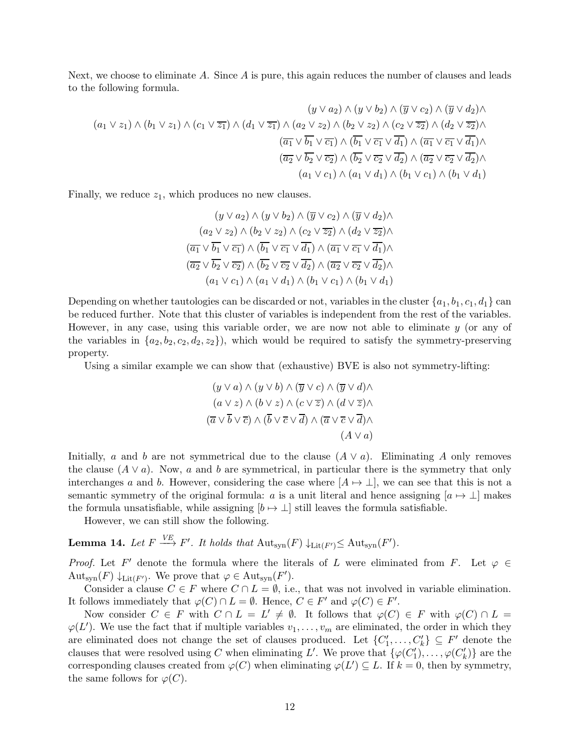Next, we choose to eliminate $A$. Since $A$ is pure, this again reduces the number of clauses and leads to the following formula.

$$
\begin{aligned}
&(y \vee a_2) \wedge (y \vee b_2) \wedge (\overline{y} \vee c_2) \wedge (\overline{y} \vee d_2)\wedge \\
(a_1 \vee z_1) \wedge (b_1 \vee z_1) \wedge (c_1 \vee \overline{z_1}) \wedge (d_1 \vee \overline{z_1}) \wedge &(a_2 \vee z_2) \wedge (b_2 \vee z_2) \wedge (c_2 \vee \overline{z_2}) \wedge (d_2 \vee \overline{z_2})\wedge \\
&(\overline{a_1} \vee \overline{b_1} \vee \overline{c_1}) \wedge (\overline{b_1} \vee \overline{c_1} \vee \overline{d_1}) \wedge (\overline{a_1} \vee \overline{c_1} \vee \overline{d_1})\wedge \\
&(\overline{a_2} \vee \overline{b_2} \vee \overline{c_2}) \wedge (\overline{b_2} \vee \overline{c_2} \vee \overline{d_2}) \wedge (\overline{a_2} \vee \overline{c_2} \vee \overline{d_2})\wedge \\
&(a_1 \vee c_1) \wedge (a_1 \vee d_1) \wedge (b_1 \vee c_1) \wedge (b_1 \vee d_1)
\end{aligned}
$$

Finally, we reduce $z_1$, which produces no new clauses.

$$
\begin{aligned}
&(y \vee a_2) \wedge (y \vee b_2) \wedge (\overline{y} \vee c_2) \wedge (\overline{y} \vee d_2)\wedge \\
&(a_2 \vee z_2) \wedge (b_2 \vee z_2) \wedge (c_2 \vee \overline{z_2}) \wedge (d_2 \vee \overline{z_2})\wedge \\
&(\overline{a_1} \vee \overline{b_1} \vee \overline{c_1}) \wedge (\overline{b_1} \vee \overline{c_1} \vee \overline{d_1}) \wedge (\overline{a_1} \vee \overline{c_1} \vee \overline{d_1})\wedge \\
&(\overline{a_2} \vee \overline{b_2} \vee \overline{c_2}) \wedge (\overline{b_2} \vee \overline{c_2} \vee \overline{d_2}) \wedge (\overline{a_2} \vee \overline{c_2} \vee \overline{d_2})\wedge \\
&(a_1 \vee c_1) \wedge (a_1 \vee d_1) \wedge (b_1 \vee c_1) \wedge (b_1 \vee d_1)
\end{aligned}
$$

Depending on whether tautologies can be discarded or not, variables in the cluster $\{a_1, b_1, c_1, d_1\}$ can be reduced further. Note that this cluster of variables is independent from the rest of the variables. However, in any case, using this variable order, we are now not able to eliminate $y$ (or any of the variables in $\{a_2, b_2, c_2, d_2, z_2\}$), which would be required to satisfy the symmetry-preserving property.

Using a similar example we can show that (exhaustive) BVE is also not symmetry-lifting:

$$
\begin{aligned}
&(y \vee a) \wedge (y \vee b) \wedge (\overline{y} \vee c) \wedge (\overline{y} \vee d)\wedge \\
&(a \vee z) \wedge (b \vee z) \wedge (c \vee \overline{z}) \wedge (d \vee \overline{z})\wedge \\
&(\overline{a} \vee \overline{b} \vee \overline{c}) \wedge (\overline{b} \vee \overline{c} \vee \overline{d}) \wedge (\overline{a} \vee \overline{c} \vee \overline{d})\wedge \\
&(A \vee a)
\end{aligned}
$$

Initially, $a$ and $b$ are not symmetrical due to the clause $(A \vee a)$. Eliminating $A$ only removes the clause $(A \vee a)$. Now, $a$ and $b$ are symmetrical, in particular there is the symmetry that only interchanges $a$ and $b$. However, considering the case where $[A \mapsto \bot]$, we can see that this is not a semantic symmetry of the original formula: $a$ is a unit literal and hence assigning $[a \mapsto \bot]$ makes the formula unsatisfiable, while assigning $[b \mapsto \bot]$ still leaves the formula satisfiable.

However, we can still show the following.

**Lemma 14.** *Let $F \xrightarrow{VE} F'$. It holds that $\mathrm{Aut}_{\mathrm{syn}}(F) \downarrow_{\mathrm{Lit}(F')} \leq \mathrm{Aut}_{\mathrm{syn}}(F')$.*

*Proof.* Let $F'$ denote the formula where the literals of $L$ were eliminated from $F$. Let $\varphi \in \mathrm{Aut}_{\mathrm{syn}}(F) \downarrow_{\mathrm{Lit}(F')}$. We prove that $\varphi \in \mathrm{Aut}_{\mathrm{syn}}(F')$.

Consider a clause $C \in F$ where $C \cap L = \emptyset$, i.e., that was not involved in variable elimination. It follows immediately that $\varphi(C) \cap L = \emptyset$. Hence, $C \in F'$ and $\varphi(C) \in F'$.

Now consider $C \in F$ with $C \cap L = L' \neq \emptyset$. It follows that $\varphi(C) \in F$ with $\varphi(C) \cap L = \varphi(L')$. We use the fact that if multiple variables $v_1, \ldots, v_m$ are eliminated, the order in which they are eliminated does not change the set of clauses produced. Let $\{C'_1, \ldots, C'_k\} \subseteq F'$ denote the clauses that were resolved using $C$ when eliminating $L'$. We prove that $\{\varphi(C'_1), \ldots, \varphi(C'_k)\}$ are the corresponding clauses created from $\varphi(C)$ when eliminating $\varphi(L') \subseteq L$. If $k = 0$, then by symmetry, the same follows for $\varphi(C)$.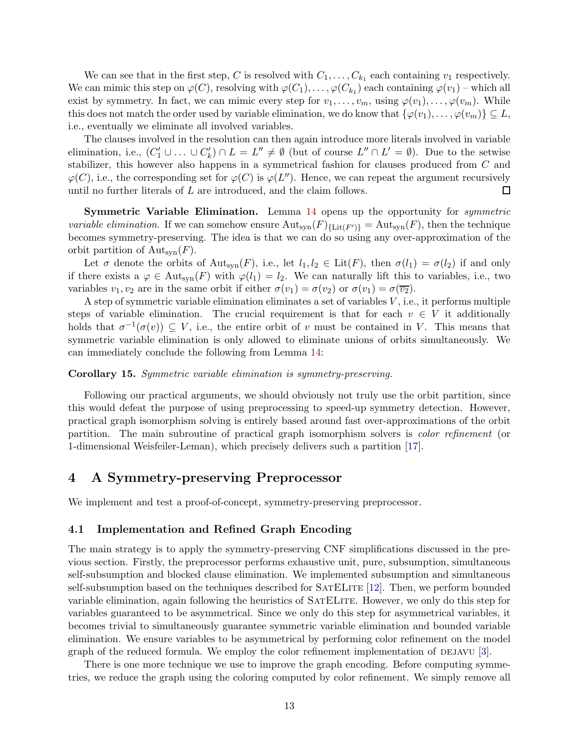We can see that in the first step, $C$ is resolved with $C_1, \ldots, C_{k_1}$ each containing $v_1$ respectively. We can mimic this step on $\varphi(C)$, resolving with $\varphi(C_1), \ldots, \varphi(C_{k_1})$ each containing $\varphi(v_1)$ – which all exist by symmetry. In fact, we can mimic every step for $v_1, \ldots, v_m$, using $\varphi(v_1), \ldots, \varphi(v_m)$. While this does not match the order used by variable elimination, we do know that $\{\varphi(v_1), \ldots, \varphi(v_m)\} \subseteq L$, i.e., eventually we eliminate all involved variables.

The clauses involved in the resolution can then again introduce more literals involved in variable elimination, i.e., $(C'_1 \cup \ldots \cup C'_k) \cap L = L'' \neq \emptyset$ (but of course $L'' \cap L' = \emptyset$). Due to the setwise stabilizer, this however also happens in a symmetrical fashion for clauses produced from $C$ and $\varphi(C)$, i.e., the corresponding set for $\varphi(C)$ is $\varphi(L'')$. Hence, we can repeat the argument recursively until no further literals of $L$ are introduced, and the claim follows. □

**Symmetric Variable Elimination.** Lemma 14 opens up the opportunity for *symmetric variable elimination*. If we can somehow ensure $\mathrm{Aut}_{\mathrm{syn}}(F)_{\{\mathrm{Lit}(F')\}} = \mathrm{Aut}_{\mathrm{syn}}(F)$, then the technique becomes symmetry-preserving. The idea is that we can do so using any over-approximation of the orbit partition of $\mathrm{Aut}_{\mathrm{syn}}(F)$.

Let $\sigma$ denote the orbits of $\mathrm{Aut}_{\mathrm{syn}}(F)$, i.e., let $l_1, l_2 \in \mathrm{Lit}(F)$, then $\sigma(l_1) = \sigma(l_2)$ if and only if there exists a $\varphi \in \mathrm{Aut}_{\mathrm{syn}}(F)$ with $\varphi(l_1) = l_2$. We can naturally lift this to variables, i.e., two variables $v_1, v_2$ are in the same orbit if either $\sigma(v_1) = \sigma(v_2)$ or $\sigma(v_1) = \sigma(\overline{v_2})$.

A step of symmetric variable elimination eliminates a set of variables $V$, i.e., it performs multiple steps of variable elimination. The crucial requirement is that for each $v \in V$ it additionally holds that $\sigma^{-1}(\sigma(v)) \subseteq V$, i.e., the entire orbit of $v$ must be contained in $V$. This means that symmetric variable elimination is only allowed to eliminate unions of orbits simultaneously. We can immediately conclude the following from Lemma 14:

**Corollary 15.** *Symmetric variable elimination is symmetry-preserving.*

Following our practical arguments, we should obviously not truly use the orbit partition, since this would defeat the purpose of using preprocessing to speed-up symmetry detection. However, practical graph isomorphism solving is entirely based around fast over-approximations of the orbit partition. The main subroutine of practical graph isomorphism solvers is *color refinement* (or 1-dimensional Weisfeiler-Leman), which precisely delivers such a partition [17].

# 4 A Symmetry-preserving Preprocessor

We implement and test a proof-of-concept, symmetry-preserving preprocessor.

## 4.1 Implementation and Refined Graph Encoding

The main strategy is to apply the symmetry-preserving CNF simplifications discussed in the previous section. Firstly, the preprocessor performs exhaustive unit, pure, subsumption, simultaneous self-subsumption and blocked clause elimination. We implemented subsumption and simultaneous self-subsumption based on the techniques described for SatELite [12]. Then, we perform bounded variable elimination, again following the heuristics of SatELite. However, we only do this step for variables guaranteed to be asymmetrical. Since we only do this step for asymmetrical variables, it becomes trivial to simultaneously guarantee symmetric variable elimination and bounded variable elimination. We ensure variables to be asymmetrical by performing color refinement on the model graph of the reduced formula. We employ the color refinement implementation of dejavu [3].

There is one more technique we use to improve the graph encoding. Before computing symmetries, we reduce the graph using the coloring computed by color refinement. We simply remove all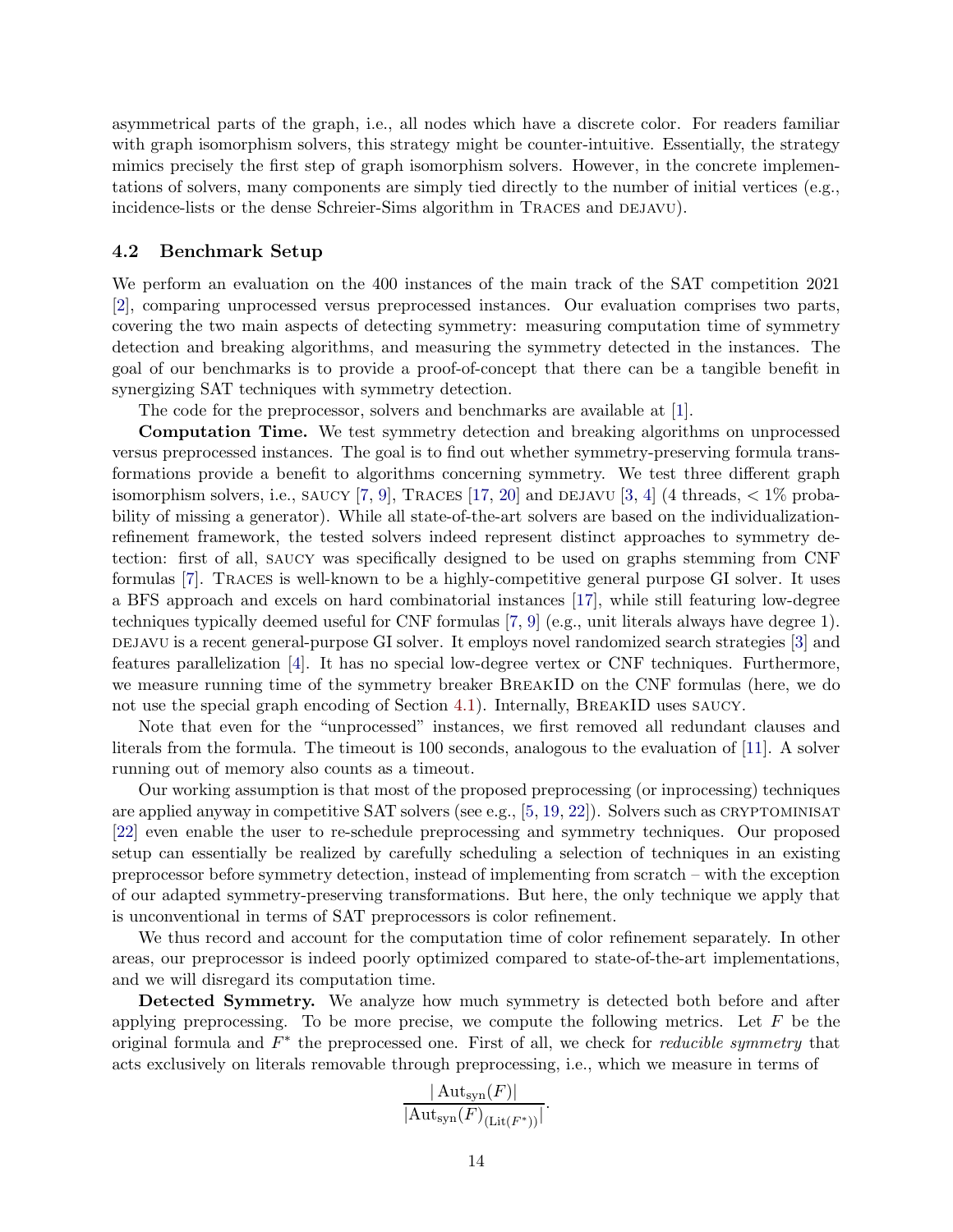asymmetrical parts of the graph, i.e., all nodes which have a discrete color. For readers familiar with graph isomorphism solvers, this strategy might be counter-intuitive. Essentially, the strategy mimics precisely the first step of graph isomorphism solvers. However, in the concrete implementations of solvers, many components are simply tied directly to the number of initial vertices (e.g., incidence-lists or the dense Schreier-Sims algorithm in Traces and dejavu).

### 4.2 Benchmark Setup

We perform an evaluation on the 400 instances of the main track of the SAT competition 2021 [2], comparing unprocessed versus preprocessed instances. Our evaluation comprises two parts, covering the two main aspects of detecting symmetry: measuring computation time of symmetry detection and breaking algorithms, and measuring the symmetry detected in the instances. The goal of our benchmarks is to provide a proof-of-concept that there can be a tangible benefit in synergizing SAT techniques with symmetry detection.

The code for the preprocessor, solvers and benchmarks are available at [1].

**Computation Time.** We test symmetry detection and breaking algorithms on unprocessed versus preprocessed instances. The goal is to find out whether symmetry-preserving formula transformations provide a benefit to algorithms concerning symmetry. We test three different graph isomorphism solvers, i.e., saucy [7, 9], Traces [17, 20] and dejavu [3, 4] (4 threads, $< 1\%$ probability of missing a generator). While all state-of-the-art solvers are based on the individualization-refinement framework, the tested solvers indeed represent distinct approaches to symmetry detection: first of all, saucy was specifically designed to be used on graphs stemming from CNF formulas [7]. Traces is well-known to be a highly-competitive general purpose GI solver. It uses a BFS approach and excels on hard combinatorial instances [17], while still featuring low-degree techniques typically deemed useful for CNF formulas [7, 9] (e.g., unit literals always have degree 1). dejavu is a recent general-purpose GI solver. It employs novel randomized search strategies [3] and features parallelization [4]. It has no special low-degree vertex or CNF techniques. Furthermore, we measure running time of the symmetry breaker BreakID on the CNF formulas (here, we do not use the special graph encoding of Section 4.1). Internally, BreakID uses saucy.

Note that even for the "unprocessed" instances, we first removed all redundant clauses and literals from the formula. The timeout is 100 seconds, analogous to the evaluation of [11]. A solver running out of memory also counts as a timeout.

Our working assumption is that most of the proposed preprocessing (or inprocessing) techniques are applied anyway in competitive SAT solvers (see e.g., [5, 19, 22]). Solvers such as cryptominisat [22] even enable the user to re-schedule preprocessing and symmetry techniques. Our proposed setup can essentially be realized by carefully scheduling a selection of techniques in an existing preprocessor before symmetry detection, instead of implementing from scratch – with the exception of our adapted symmetry-preserving transformations. But here, the only technique we apply that is unconventional in terms of SAT preprocessors is color refinement.

We thus record and account for the computation time of color refinement separately. In other areas, our preprocessor is indeed poorly optimized compared to state-of-the-art implementations, and we will disregard its computation time.

**Detected Symmetry.** We analyze how much symmetry is detected both before and after applying preprocessing. To be more precise, we compute the following metrics. Let $F$ be the original formula and $F^*$ the preprocessed one. First of all, we check for *reducible symmetry* that acts exclusively on literals removable through preprocessing, i.e., which we measure in terms of

$$\frac{|\operatorname{Aut}_{\text{syn}}(F)|}{|\operatorname{Aut}_{\text{syn}}(F)_{(\operatorname{Lit}(F^*))}|}.$$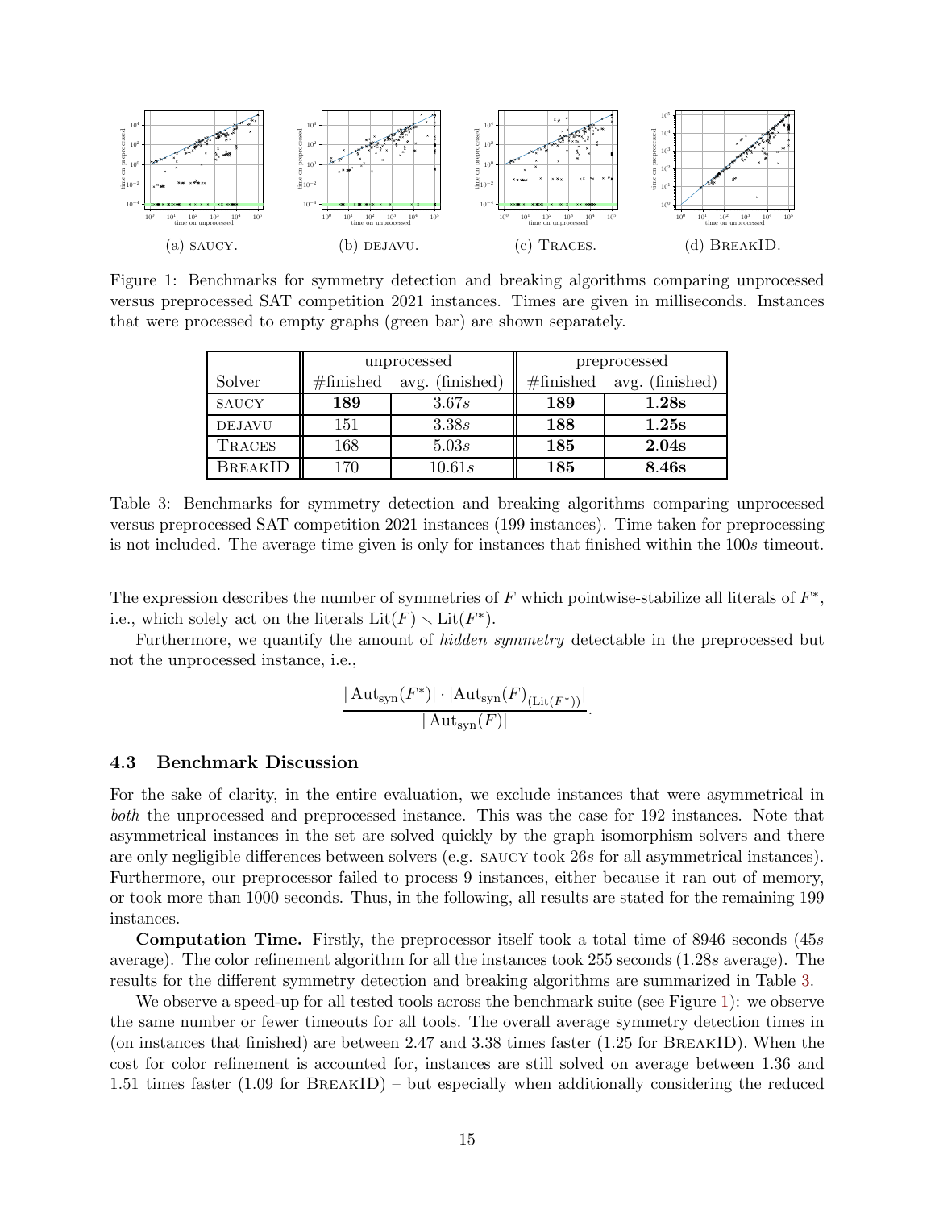(a) SAUCY. (b) DEJAVU. (c) TRACES. (d) BREAKID.

Figure 1: Benchmarks for symmetry detection and breaking algorithms comparing unprocessed versus preprocessed SAT competition 2021 instances. Times are given in milliseconds. Instances that were processed to empty graphs (green bar) are shown separately.

| | unprocessed | | preprocessed | |
|---|---|---|---|---|
| Solver | #finished | avg. (finished) | #finished | avg. (finished) |
| SAUCY | **189** | 3.67$s$ | **189** | **1.28s** |
| DEJAVU | 151 | 3.38$s$ | **188** | **1.25s** |
| TRACES | 168 | 5.03$s$ | **185** | **2.04s** |
| BREAKID | 170 | 10.61$s$ | **185** | **8.46s** |

Table 3: Benchmarks for symmetry detection and breaking algorithms comparing unprocessed versus preprocessed SAT competition 2021 instances (199 instances). Time taken for preprocessing is not included. The average time given is only for instances that finished within the 100$s$ timeout.

The expression describes the number of symmetries of $F$ which pointwise-stabilize all literals of $F^*$, i.e., which solely act on the literals $\mathrm{Lit}(F) \setminus \mathrm{Lit}(F^*)$.

Furthermore, we quantify the amount of *hidden symmetry* detectable in the preprocessed but not the unprocessed instance, i.e.,

$$\frac{|\operatorname{Aut}_{\text{syn}}(F^*)| \cdot |\operatorname{Aut}_{\text{syn}}(F)_{(\mathrm{Lit}(F^*))}|}{|\operatorname{Aut}_{\text{syn}}(F)|}.$$

### 4.3 Benchmark Discussion

For the sake of clarity, in the entire evaluation, we exclude instances that were asymmetrical in *both* the unprocessed and preprocessed instance. This was the case for 192 instances. Note that asymmetrical instances in the set are solved quickly by the graph isomorphism solvers and there are only negligible differences between solvers (e.g. SAUCY took 26$s$ for all asymmetrical instances). Furthermore, our preprocessor failed to process 9 instances, either because it ran out of memory, or took more than 1000 seconds. Thus, in the following, all results are stated for the remaining 199 instances.

**Computation Time.** Firstly, the preprocessor itself took a total time of 8946 seconds (45$s$ average). The color refinement algorithm for all the instances took 255 seconds (1.28$s$ average). The results for the different symmetry detection and breaking algorithms are summarized in Table 3.

We observe a speed-up for all tested tools across the benchmark suite (see Figure 1): we observe the same number or fewer timeouts for all tools. The overall average symmetry detection times in (on instances that finished) are between 2.47 and 3.38 times faster (1.25 for BREAKID). When the cost for color refinement is accounted for, instances are still solved on average between 1.36 and 1.51 times faster (1.09 for BREAKID) – but especially when additionally considering the reduced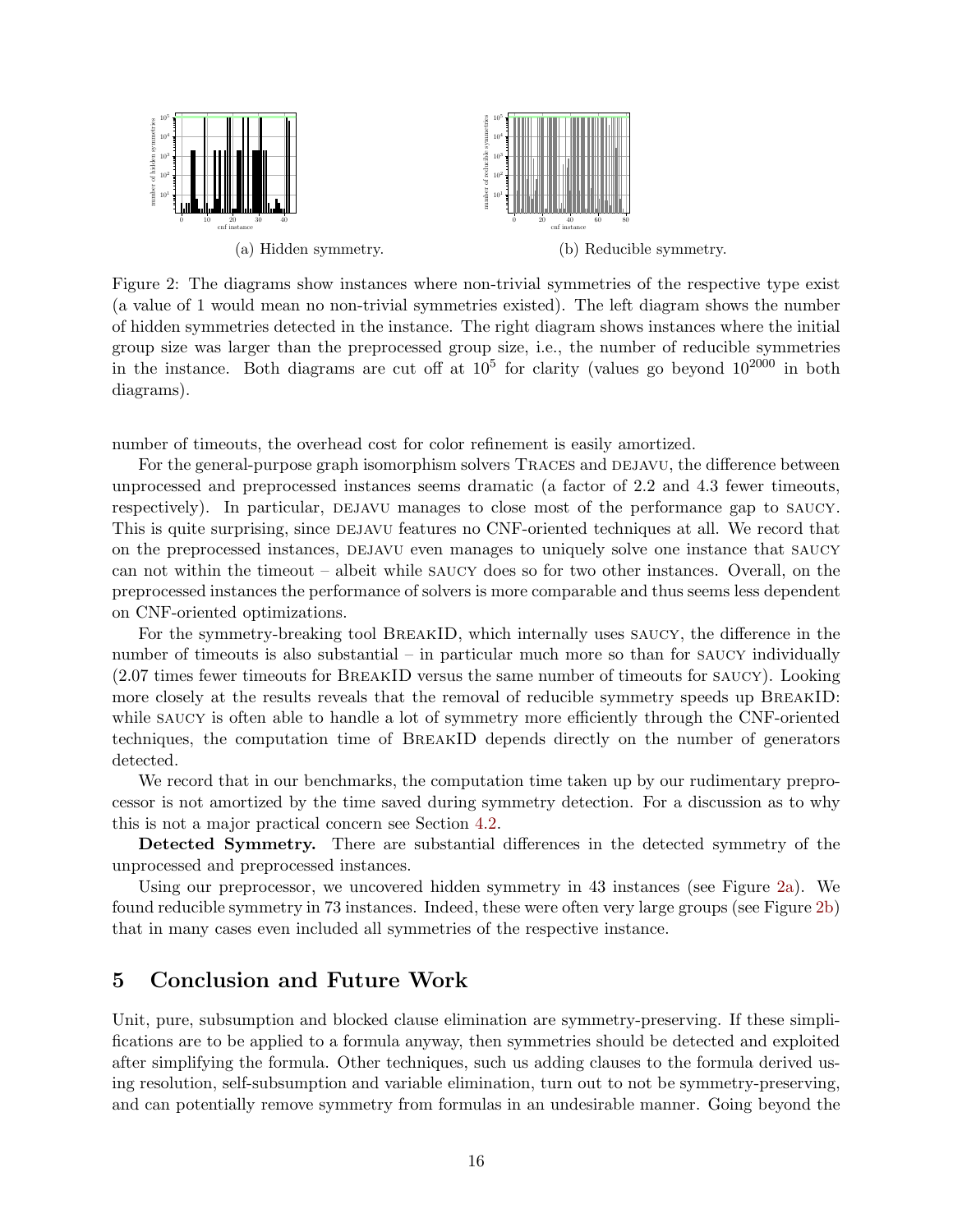(a) Hidden symmetry.

(b) Reducible symmetry.

Figure 2: The diagrams show instances where non-trivial symmetries of the respective type exist (a value of 1 would mean no non-trivial symmetries existed). The left diagram shows the number of hidden symmetries detected in the instance. The right diagram shows instances where the initial group size was larger than the preprocessed group size, i.e., the number of reducible symmetries in the instance. Both diagrams are cut off at $10^5$ for clarity (values go beyond $10^{2000}$ in both diagrams).

number of timeouts, the overhead cost for color refinement is easily amortized.

For the general-purpose graph isomorphism solvers Traces and dejavu, the difference between unprocessed and preprocessed instances seems dramatic (a factor of 2.2 and 4.3 fewer timeouts, respectively). In particular, dejavu manages to close most of the performance gap to saucy. This is quite surprising, since dejavu features no CNF-oriented techniques at all. We record that on the preprocessed instances, dejavu even manages to uniquely solve one instance that saucy can not within the timeout – albeit while saucy does so for two other instances. Overall, on the preprocessed instances the performance of solvers is more comparable and thus seems less dependent on CNF-oriented optimizations.

For the symmetry-breaking tool BreakID, which internally uses saucy, the difference in the number of timeouts is also substantial – in particular much more so than for saucy individually (2.07 times fewer timeouts for BreakID versus the same number of timeouts for saucy). Looking more closely at the results reveals that the removal of reducible symmetry speeds up BreakID: while saucy is often able to handle a lot of symmetry more efficiently through the CNF-oriented techniques, the computation time of BreakID depends directly on the number of generators detected.

We record that in our benchmarks, the computation time taken up by our rudimentary preprocessor is not amortized by the time saved during symmetry detection. For a discussion as to why this is not a major practical concern see Section 4.2.

**Detected Symmetry.** There are substantial differences in the detected symmetry of the unprocessed and preprocessed instances.

Using our preprocessor, we uncovered hidden symmetry in 43 instances (see Figure 2a). We found reducible symmetry in 73 instances. Indeed, these were often very large groups (see Figure 2b) that in many cases even included all symmetries of the respective instance.

## 5 Conclusion and Future Work

Unit, pure, subsumption and blocked clause elimination are symmetry-preserving. If these simplifications are to be applied to a formula anyway, then symmetries should be detected and exploited after simplifying the formula. Other techniques, such us adding clauses to the formula derived using resolution, self-subsumption and variable elimination, turn out to not be symmetry-preserving, and can potentially remove symmetry from formulas in an undesirable manner. Going beyond the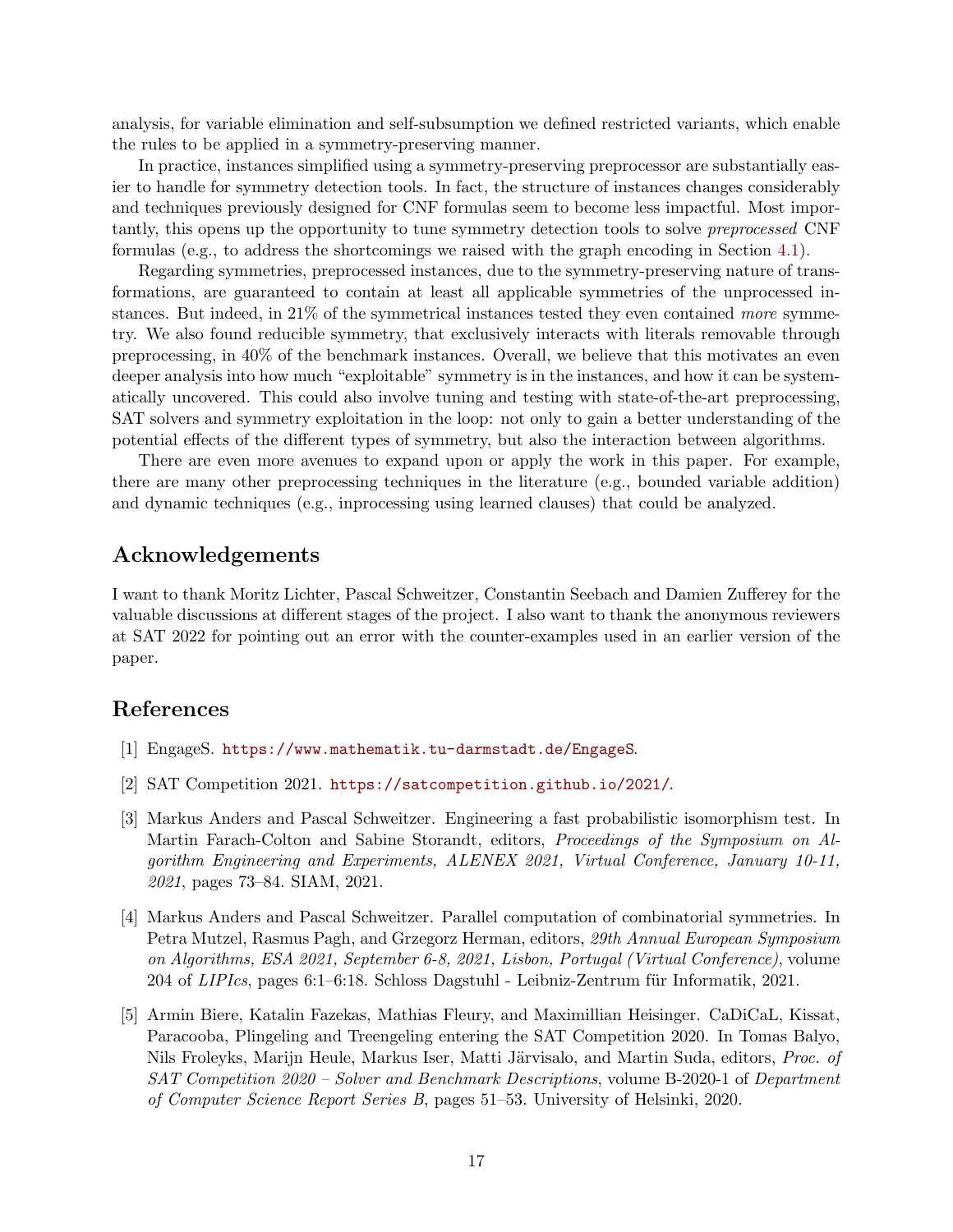analysis, for variable elimination and self-subsumption we defined restricted variants, which enable the rules to be applied in a symmetry-preserving manner.

In practice, instances simplified using a symmetry-preserving preprocessor are substantially easier to handle for symmetry detection tools. In fact, the structure of instances changes considerably and techniques previously designed for CNF formulas seem to become less impactful. Most importantly, this opens up the opportunity to tune symmetry detection tools to solve *preprocessed* CNF formulas (e.g., to address the shortcomings we raised with the graph encoding in Section 4.1).

Regarding symmetries, preprocessed instances, due to the symmetry-preserving nature of transformations, are guaranteed to contain at least all applicable symmetries of the unprocessed instances. But indeed, in 21% of the symmetrical instances tested they even contained *more* symmetry. We also found reducible symmetry, that exclusively interacts with literals removable through preprocessing, in 40% of the benchmark instances. Overall, we believe that this motivates an even deeper analysis into how much "exploitable" symmetry is in the instances, and how it can be systematically uncovered. This could also involve tuning and testing with state-of-the-art preprocessing, SAT solvers and symmetry exploitation in the loop: not only to gain a better understanding of the potential effects of the different types of symmetry, but also the interaction between algorithms.

There are even more avenues to expand upon or apply the work in this paper. For example, there are many other preprocessing techniques in the literature (e.g., bounded variable addition) and dynamic techniques (e.g., inprocessing using learned clauses) that could be analyzed.

## Acknowledgements

I want to thank Moritz Lichter, Pascal Schweitzer, Constantin Seebach and Damien Zufferey for the valuable discussions at different stages of the project. I also want to thank the anonymous reviewers at SAT 2022 for pointing out an error with the counter-examples used in an earlier version of the paper.

## References

[1] EngageS. https://www.mathematik.tu-darmstadt.de/EngageS.

[2] SAT Competition 2021. https://satcompetition.github.io/2021/.

[3] Markus Anders and Pascal Schweitzer. Engineering a fast probabilistic isomorphism test. In Martin Farach-Colton and Sabine Storandt, editors, *Proceedings of the Symposium on Algorithm Engineering and Experiments, ALENEX 2021, Virtual Conference, January 10-11, 2021*, pages 73–84. SIAM, 2021.

[4] Markus Anders and Pascal Schweitzer. Parallel computation of combinatorial symmetries. In Petra Mutzel, Rasmus Pagh, and Grzegorz Herman, editors, *29th Annual European Symposium on Algorithms, ESA 2021, September 6-8, 2021, Lisbon, Portugal (Virtual Conference)*, volume 204 of *LIPIcs*, pages 6:1–6:18. Schloss Dagstuhl - Leibniz-Zentrum für Informatik, 2021.

[5] Armin Biere, Katalin Fazekas, Mathias Fleury, and Maximillian Heisinger. CaDiCaL, Kissat, Paracooba, Plingeling and Treengeling entering the SAT Competition 2020. In Tomas Balyo, Nils Froleyks, Marijn Heule, Markus Iser, Matti Järvisalo, and Martin Suda, editors, *Proc. of SAT Competition 2020 – Solver and Benchmark Descriptions*, volume B-2020-1 of *Department of Computer Science Report Series B*, pages 51–53. University of Helsinki, 2020.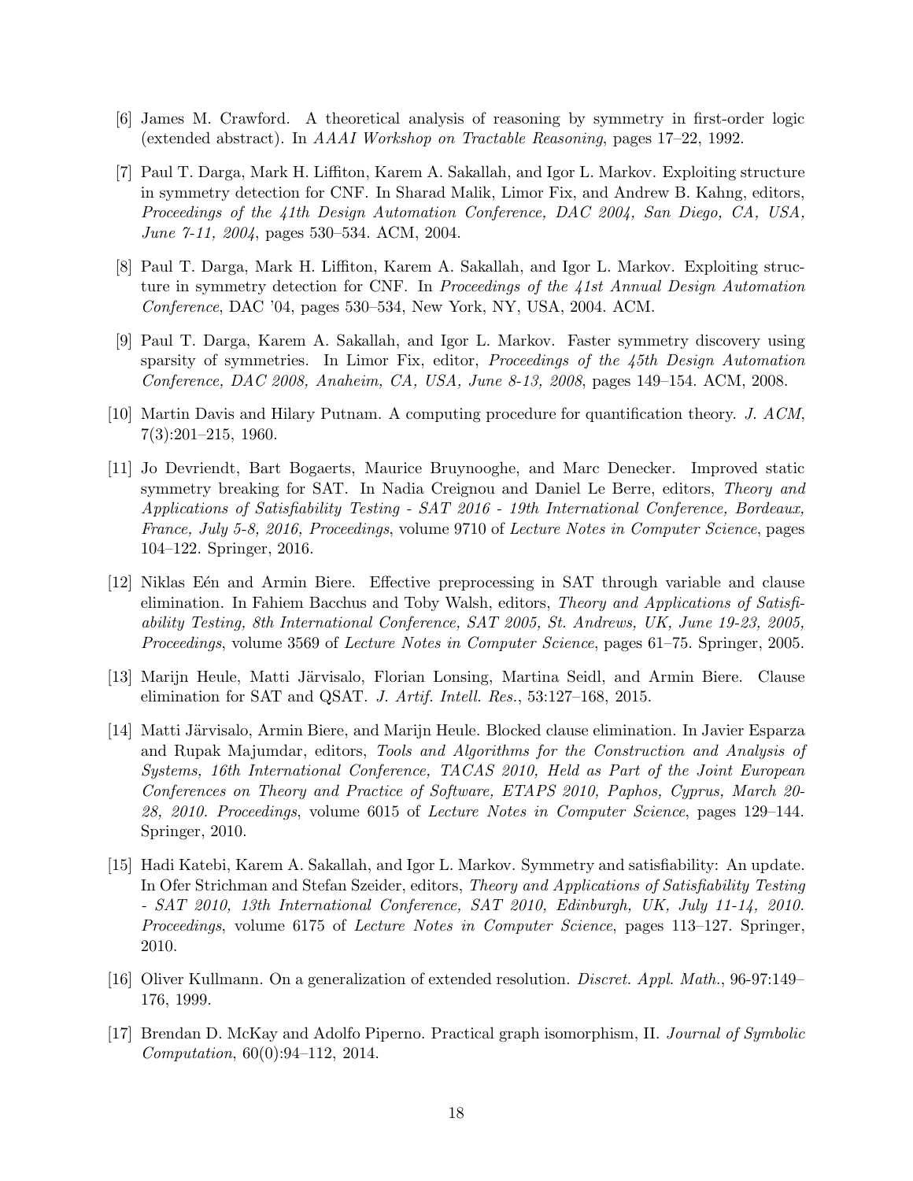[6] James M. Crawford. A theoretical analysis of reasoning by symmetry in first-order logic (extended abstract). In *AAAI Workshop on Tractable Reasoning*, pages 17–22, 1992.

[7] Paul T. Darga, Mark H. Liffiton, Karem A. Sakallah, and Igor L. Markov. Exploiting structure in symmetry detection for CNF. In Sharad Malik, Limor Fix, and Andrew B. Kahng, editors, *Proceedings of the 41th Design Automation Conference, DAC 2004, San Diego, CA, USA, June 7-11, 2004*, pages 530–534. ACM, 2004.

[8] Paul T. Darga, Mark H. Liffiton, Karem A. Sakallah, and Igor L. Markov. Exploiting structure in symmetry detection for CNF. In *Proceedings of the 41st Annual Design Automation Conference*, DAC '04, pages 530–534, New York, NY, USA, 2004. ACM.

[9] Paul T. Darga, Karem A. Sakallah, and Igor L. Markov. Faster symmetry discovery using sparsity of symmetries. In Limor Fix, editor, *Proceedings of the 45th Design Automation Conference, DAC 2008, Anaheim, CA, USA, June 8-13, 2008*, pages 149–154. ACM, 2008.

[10] Martin Davis and Hilary Putnam. A computing procedure for quantification theory. *J. ACM*, 7(3):201–215, 1960.

[11] Jo Devriendt, Bart Bogaerts, Maurice Bruynooghe, and Marc Denecker. Improved static symmetry breaking for SAT. In Nadia Creignou and Daniel Le Berre, editors, *Theory and Applications of Satisfiability Testing - SAT 2016 - 19th International Conference, Bordeaux, France, July 5-8, 2016, Proceedings*, volume 9710 of *Lecture Notes in Computer Science*, pages 104–122. Springer, 2016.

[12] Niklas Eén and Armin Biere. Effective preprocessing in SAT through variable and clause elimination. In Fahiem Bacchus and Toby Walsh, editors, *Theory and Applications of Satisfiability Testing, 8th International Conference, SAT 2005, St. Andrews, UK, June 19-23, 2005, Proceedings*, volume 3569 of *Lecture Notes in Computer Science*, pages 61–75. Springer, 2005.

[13] Marijn Heule, Matti Järvisalo, Florian Lonsing, Martina Seidl, and Armin Biere. Clause elimination for SAT and QSAT. *J. Artif. Intell. Res.*, 53:127–168, 2015.

[14] Matti Järvisalo, Armin Biere, and Marijn Heule. Blocked clause elimination. In Javier Esparza and Rupak Majumdar, editors, *Tools and Algorithms for the Construction and Analysis of Systems, 16th International Conference, TACAS 2010, Held as Part of the Joint European Conferences on Theory and Practice of Software, ETAPS 2010, Paphos, Cyprus, March 20-28, 2010. Proceedings*, volume 6015 of *Lecture Notes in Computer Science*, pages 129–144. Springer, 2010.

[15] Hadi Katebi, Karem A. Sakallah, and Igor L. Markov. Symmetry and satisfiability: An update. In Ofer Strichman and Stefan Szeider, editors, *Theory and Applications of Satisfiability Testing - SAT 2010, 13th International Conference, SAT 2010, Edinburgh, UK, July 11-14, 2010. Proceedings*, volume 6175 of *Lecture Notes in Computer Science*, pages 113–127. Springer, 2010.

[16] Oliver Kullmann. On a generalization of extended resolution. *Discret. Appl. Math.*, 96-97:149–176, 1999.

[17] Brendan D. McKay and Adolfo Piperno. Practical graph isomorphism, II. *Journal of Symbolic Computation*, 60(0):94–112, 2014.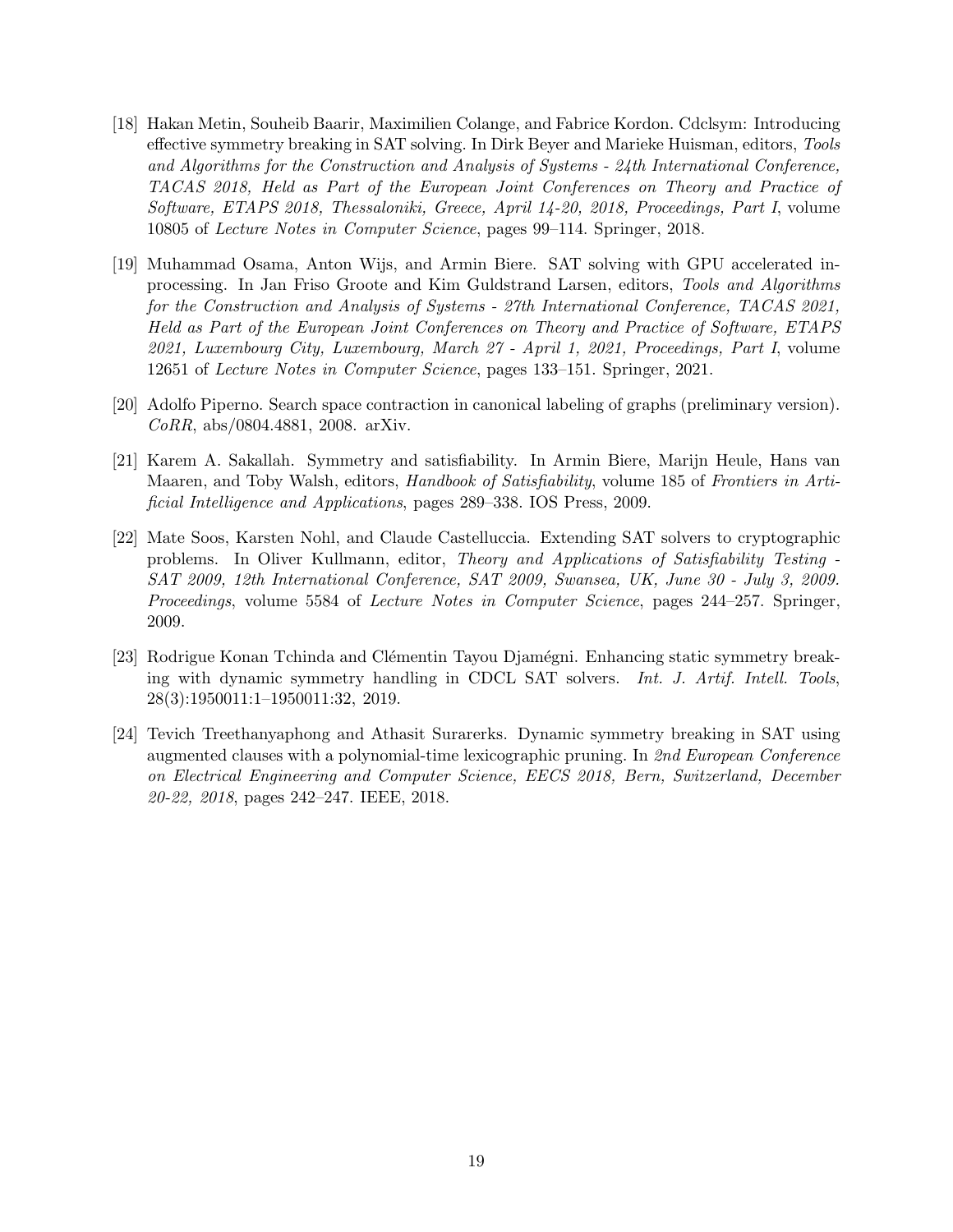[18] Hakan Metin, Souheib Baarir, Maximilien Colange, and Fabrice Kordon. Cdclsym: Introducing effective symmetry breaking in SAT solving. In Dirk Beyer and Marieke Huisman, editors, *Tools and Algorithms for the Construction and Analysis of Systems - 24th International Conference, TACAS 2018, Held as Part of the European Joint Conferences on Theory and Practice of Software, ETAPS 2018, Thessaloniki, Greece, April 14-20, 2018, Proceedings, Part I*, volume 10805 of *Lecture Notes in Computer Science*, pages 99–114. Springer, 2018.

[19] Muhammad Osama, Anton Wijs, and Armin Biere. SAT solving with GPU accelerated inprocessing. In Jan Friso Groote and Kim Guldstrand Larsen, editors, *Tools and Algorithms for the Construction and Analysis of Systems - 27th International Conference, TACAS 2021, Held as Part of the European Joint Conferences on Theory and Practice of Software, ETAPS 2021, Luxembourg City, Luxembourg, March 27 - April 1, 2021, Proceedings, Part I*, volume 12651 of *Lecture Notes in Computer Science*, pages 133–151. Springer, 2021.

[20] Adolfo Piperno. Search space contraction in canonical labeling of graphs (preliminary version). *CoRR*, abs/0804.4881, 2008. arXiv.

[21] Karem A. Sakallah. Symmetry and satisfiability. In Armin Biere, Marijn Heule, Hans van Maaren, and Toby Walsh, editors, *Handbook of Satisfiability*, volume 185 of *Frontiers in Artificial Intelligence and Applications*, pages 289–338. IOS Press, 2009.

[22] Mate Soos, Karsten Nohl, and Claude Castelluccia. Extending SAT solvers to cryptographic problems. In Oliver Kullmann, editor, *Theory and Applications of Satisfiability Testing - SAT 2009, 12th International Conference, SAT 2009, Swansea, UK, June 30 - July 3, 2009. Proceedings*, volume 5584 of *Lecture Notes in Computer Science*, pages 244–257. Springer, 2009.

[23] Rodrigue Konan Tchinda and Clémentin Tayou Djamégni. Enhancing static symmetry breaking with dynamic symmetry handling in CDCL SAT solvers. *Int. J. Artif. Intell. Tools*, 28(3):1950011:1–1950011:32, 2019.

[24] Tevich Treethanyaphong and Athasit Surarerks. Dynamic symmetry breaking in SAT using augmented clauses with a polynomial-time lexicographic pruning. In *2nd European Conference on Electrical Engineering and Computer Science, EECS 2018, Bern, Switzerland, December 20-22, 2018*, pages 242–247. IEEE, 2018.